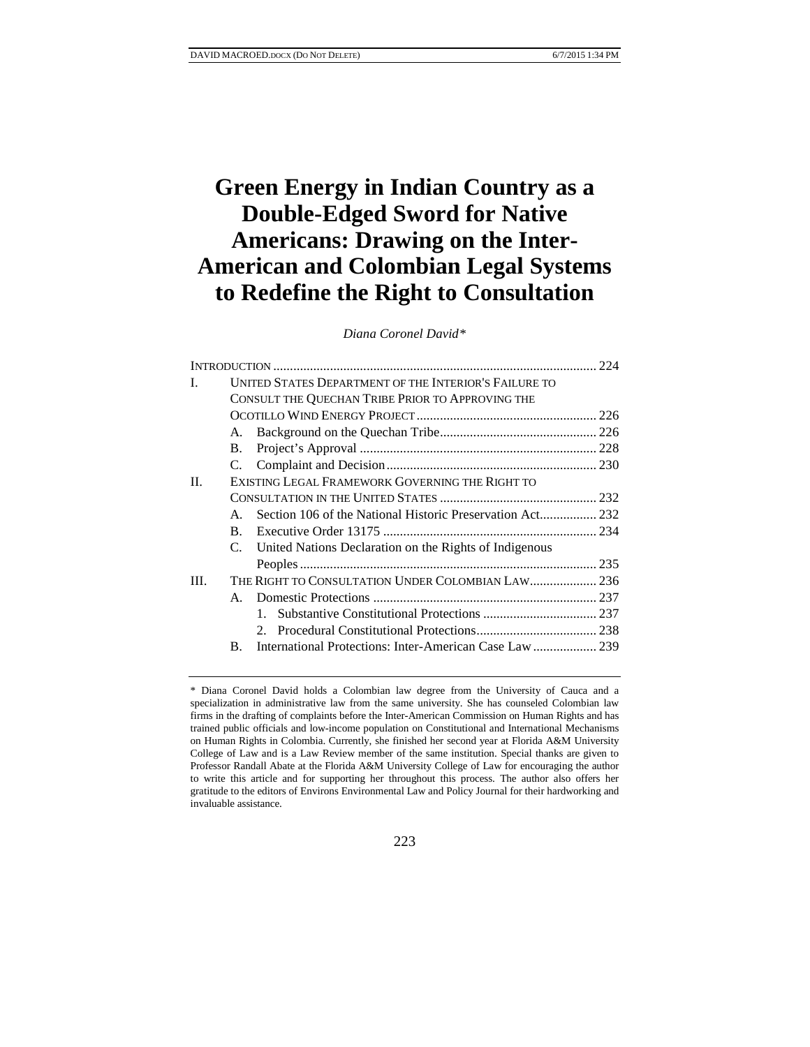# Green Energy in Indian Country as a Double-Edged Sword for Native Americans: Drawing on the Inter-American and Colombian Legal Systems to Redefine the Right to Consultation

*Diana Coronel David**

INTRODUCTION .......... 224

I. UNITED STATES DEPARTMENT OF THE INTERIOR'S FAILURE TO CONSULT THE QUECHAN TRIBE PRIOR TO APPROVING THE OCOTILLO WIND ENERGY PROJECT .......... 226
   - A. Background on the Quechan Tribe .......... 226
   - B. Project's Approval .......... 228
   - C. Complaint and Decision .......... 230

II. EXISTING LEGAL FRAMEWORK GOVERNING THE RIGHT TO CONSULTATION IN THE UNITED STATES .......... 232
   - A. Section 106 of the National Historic Preservation Act .......... 232
   - B. Executive Order 13175 .......... 234
   - C. United Nations Declaration on the Rights of Indigenous Peoples .......... 235

III. THE RIGHT TO CONSULTATION UNDER COLOMBIAN LAW .......... 236
   - A. Domestic Protections .......... 237
     1. Substantive Constitutional Protections .......... 237
     2. Procedural Constitutional Protections .......... 238
   - B. International Protections: Inter-American Case Law .......... 239

---

\* Diana Coronel David holds a Colombian law degree from the University of Cauca and a specialization in administrative law from the same university. She has counseled Colombian law firms in the drafting of complaints before the Inter-American Commission on Human Rights and has trained public officials and low-income population on Constitutional and International Mechanisms on Human Rights in Colombia. Currently, she finished her second year at Florida A&M University College of Law and is a Law Review member of the same institution. Special thanks are given to Professor Randall Abate at the Florida A&M University College of Law for encouraging the author to write this article and for supporting her throughout this process. The author also offers her gratitude to the editors of Environs Environmental Law and Policy Journal for their hardworking and invaluable assistance.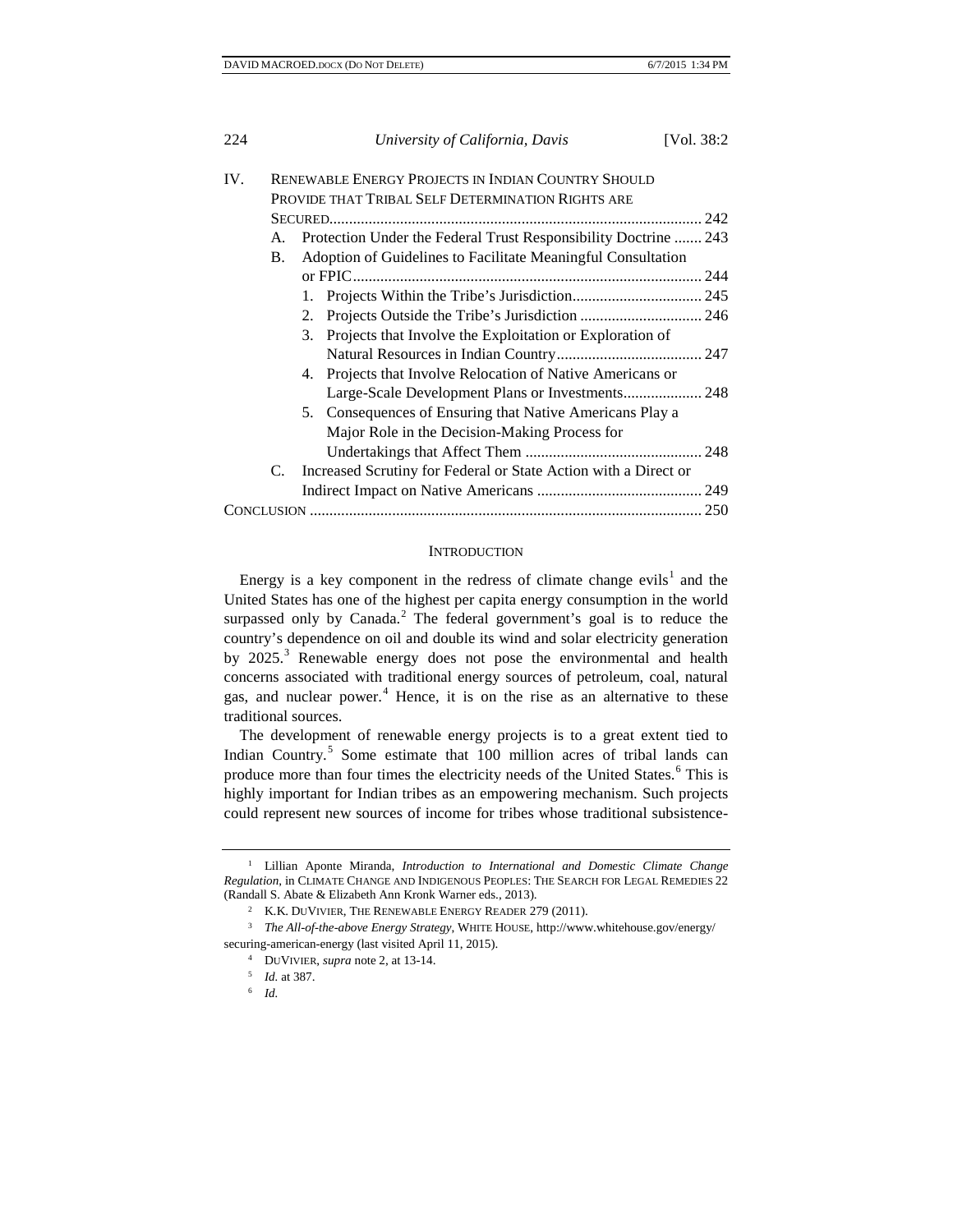IV. RENEWABLE ENERGY PROJECTS IN INDIAN COUNTRY SHOULD PROVIDE THAT TRIBAL SELF DETERMINATION RIGHTS ARE SECURED ........ 242
   A. Protection Under the Federal Trust Responsibility Doctrine ....... 243
   B. Adoption of Guidelines to Facilitate Meaningful Consultation or FPIC ........ 244
      1. Projects Within the Tribe's Jurisdiction ........ 245
      2. Projects Outside the Tribe's Jurisdiction ........ 246
      3. Projects that Involve the Exploitation or Exploration of Natural Resources in Indian Country ........ 247
      4. Projects that Involve Relocation of Native Americans or Large-Scale Development Plans or Investments ........ 248
      5. Consequences of Ensuring that Native Americans Play a Major Role in the Decision-Making Process for Undertakings that Affect Them ........ 248
   C. Increased Scrutiny for Federal or State Action with a Direct or Indirect Impact on Native Americans ........ 249

CONCLUSION ........ 250

## INTRODUCTION

Energy is a key component in the redress of climate change evils[1] and the United States has one of the highest per capita energy consumption in the world surpassed only by Canada.[2] The federal government's goal is to reduce the country's dependence on oil and double its wind and solar electricity generation by 2025.[3] Renewable energy does not pose the environmental and health concerns associated with traditional energy sources of petroleum, coal, natural gas, and nuclear power.[4] Hence, it is on the rise as an alternative to these traditional sources.

The development of renewable energy projects is to a great extent tied to Indian Country.[5] Some estimate that 100 million acres of tribal lands can produce more than four times the electricity needs of the United States.[6] This is highly important for Indian tribes as an empowering mechanism. Such projects could represent new sources of income for tribes whose traditional subsistence-

---

[1] Lillian Aponte Miranda, *Introduction to International and Domestic Climate Change Regulation*, in CLIMATE CHANGE AND INDIGENOUS PEOPLES: THE SEARCH FOR LEGAL REMEDIES 22 (Randall S. Abate & Elizabeth Ann Kronk Warner eds., 2013).

[2] K.K. DUVIVIER, THE RENEWABLE ENERGY READER 279 (2011).

[3] *The All-of-the-above Energy Strategy*, WHITE HOUSE, http://www.whitehouse.gov/energy/securing-american-energy (last visited April 11, 2015).

[4] DUVIVIER, *supra* note 2, at 13-14.

[5] *Id.* at 387.

[6] *Id.*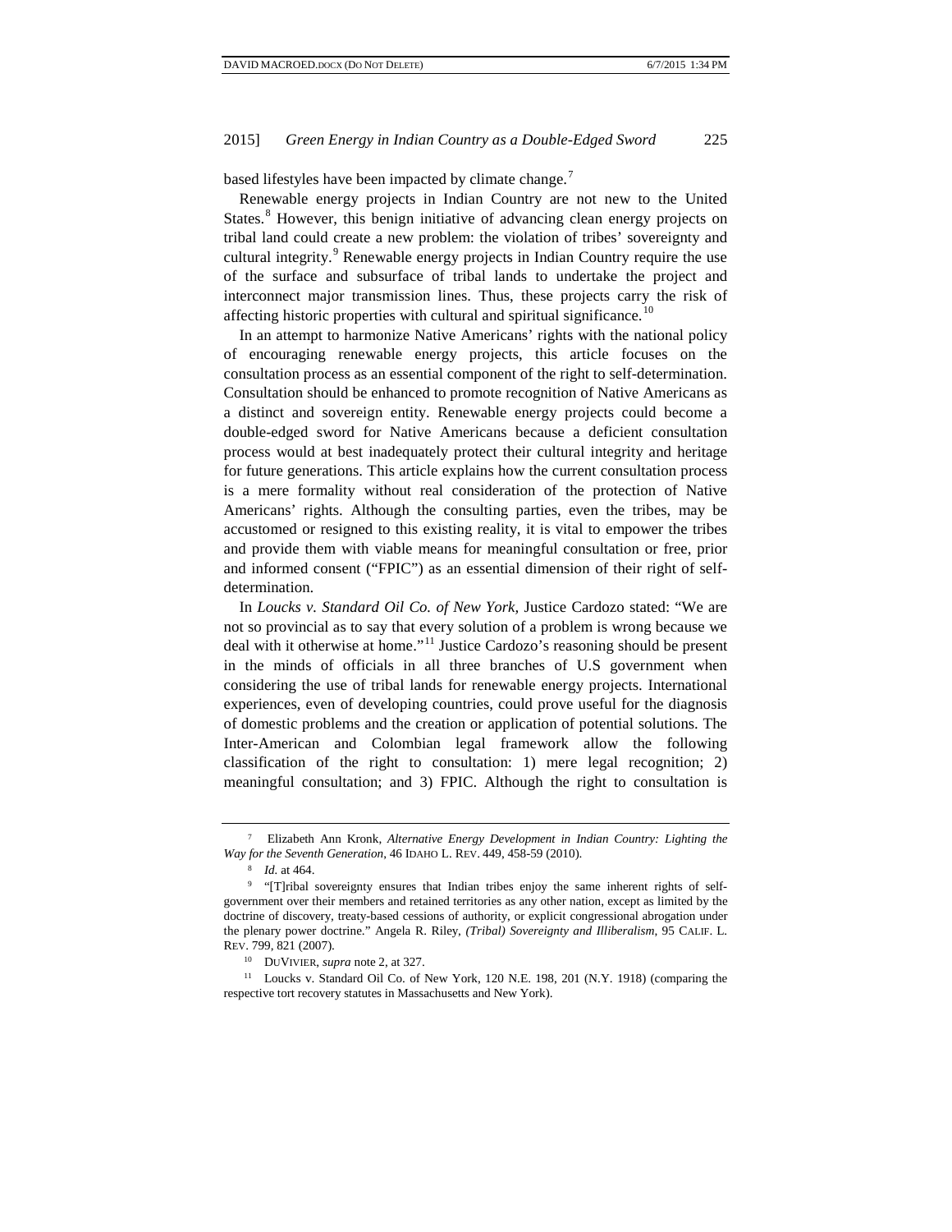based lifestyles have been impacted by climate change.[7]

Renewable energy projects in Indian Country are not new to the United States.[8] However, this benign initiative of advancing clean energy projects on tribal land could create a new problem: the violation of tribes' sovereignty and cultural integrity.[9] Renewable energy projects in Indian Country require the use of the surface and subsurface of tribal lands to undertake the project and interconnect major transmission lines. Thus, these projects carry the risk of affecting historic properties with cultural and spiritual significance.[10]

In an attempt to harmonize Native Americans' rights with the national policy of encouraging renewable energy projects, this article focuses on the consultation process as an essential component of the right to self-determination. Consultation should be enhanced to promote recognition of Native Americans as a distinct and sovereign entity. Renewable energy projects could become a double-edged sword for Native Americans because a deficient consultation process would at best inadequately protect their cultural integrity and heritage for future generations. This article explains how the current consultation process is a mere formality without real consideration of the protection of Native Americans' rights. Although the consulting parties, even the tribes, may be accustomed or resigned to this existing reality, it is vital to empower the tribes and provide them with viable means for meaningful consultation or free, prior and informed consent ("FPIC") as an essential dimension of their right of self-determination.

In *Loucks v. Standard Oil Co. of New York*, Justice Cardozo stated: "We are not so provincial as to say that every solution of a problem is wrong because we deal with it otherwise at home."[11] Justice Cardozo's reasoning should be present in the minds of officials in all three branches of U.S government when considering the use of tribal lands for renewable energy projects. International experiences, even of developing countries, could prove useful for the diagnosis of domestic problems and the creation or application of potential solutions. The Inter-American and Colombian legal framework allow the following classification of the right to consultation: 1) mere legal recognition; 2) meaningful consultation; and 3) FPIC. Although the right to consultation is

---

[7] Elizabeth Ann Kronk, *Alternative Energy Development in Indian Country: Lighting the Way for the Seventh Generation*, 46 IDAHO L. REV. 449, 458-59 (2010).

[8] *Id.* at 464.

[9] "[T]ribal sovereignty ensures that Indian tribes enjoy the same inherent rights of self-government over their members and retained territories as any other nation, except as limited by the doctrine of discovery, treaty-based cessions of authority, or explicit congressional abrogation under the plenary power doctrine." Angela R. Riley, *(Tribal) Sovereignty and Illiberalism*, 95 CALIF. L. REV. 799, 821 (2007).

[10] DUVIVIER, *supra* note 2, at 327.

[11] Loucks v. Standard Oil Co. of New York, 120 N.E. 198, 201 (N.Y. 1918) (comparing the respective tort recovery statutes in Massachusetts and New York).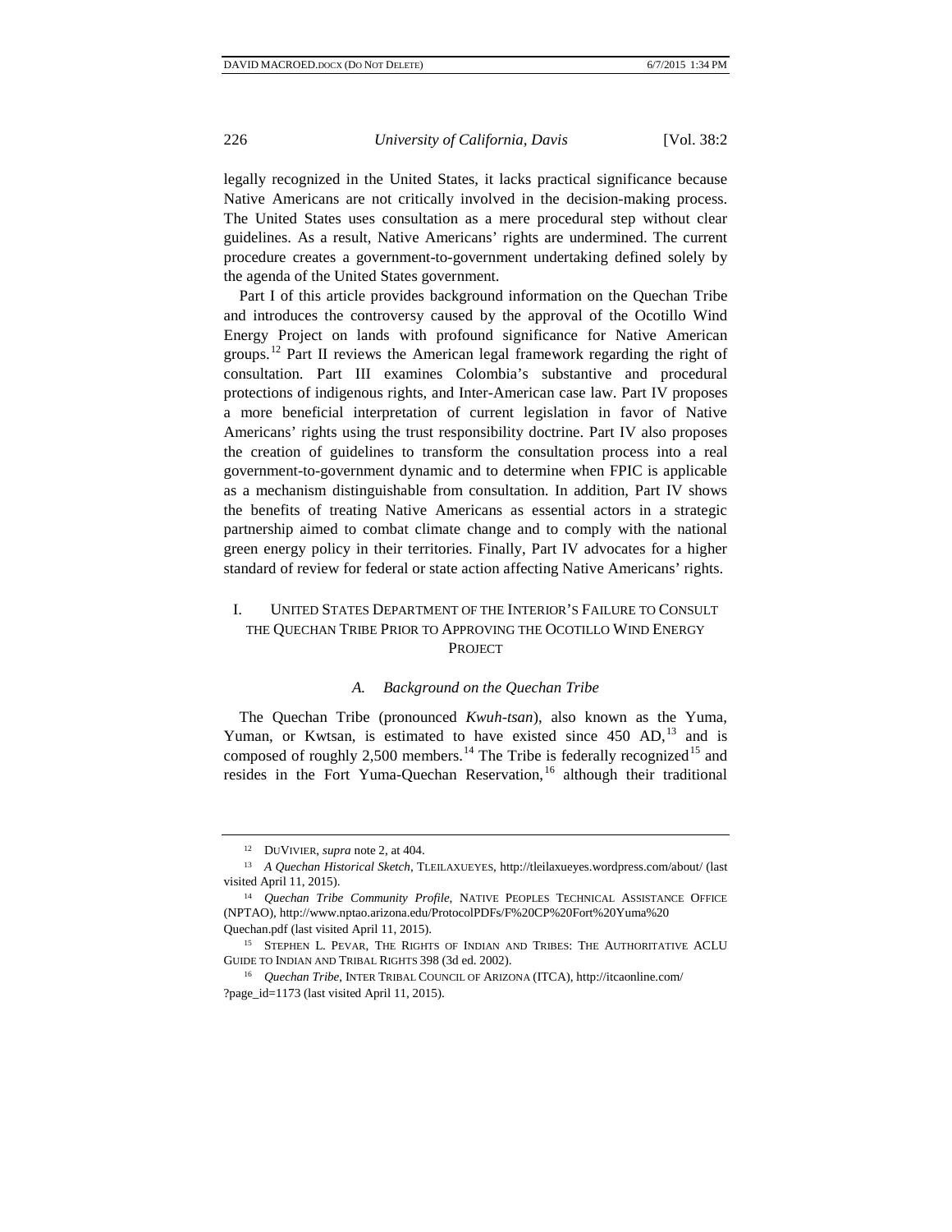legally recognized in the United States, it lacks practical significance because Native Americans are not critically involved in the decision-making process. The United States uses consultation as a mere procedural step without clear guidelines. As a result, Native Americans' rights are undermined. The current procedure creates a government-to-government undertaking defined solely by the agenda of the United States government.

Part I of this article provides background information on the Quechan Tribe and introduces the controversy caused by the approval of the Ocotillo Wind Energy Project on lands with profound significance for Native American groups.[12] Part II reviews the American legal framework regarding the right of consultation. Part III examines Colombia's substantive and procedural protections of indigenous rights, and Inter-American case law. Part IV proposes a more beneficial interpretation of current legislation in favor of Native Americans' rights using the trust responsibility doctrine. Part IV also proposes the creation of guidelines to transform the consultation process into a real government-to-government dynamic and to determine when FPIC is applicable as a mechanism distinguishable from consultation. In addition, Part IV shows the benefits of treating Native Americans as essential actors in a strategic partnership aimed to combat climate change and to comply with the national green energy policy in their territories. Finally, Part IV advocates for a higher standard of review for federal or state action affecting Native Americans' rights.

## I. United States Department of the Interior's Failure to Consult the Quechan Tribe Prior to Approving the Ocotillo Wind Energy Project

### *A. Background on the Quechan Tribe*

The Quechan Tribe (pronounced *Kwuh-tsan*), also known as the Yuma, Yuman, or Kwtsan, is estimated to have existed since 450 AD,[13] and is composed of roughly 2,500 members.[14] The Tribe is federally recognized[15] and resides in the Fort Yuma-Quechan Reservation,[16] although their traditional

---

[12] DuVivier, *supra* note 2, at 404.

[13] *A Quechan Historical Sketch*, Tleilaxueyes, http://tleilaxueyes.wordpress.com/about/ (last visited April 11, 2015).

[14] *Quechan Tribe Community Profile*, Native Peoples Technical Assistance Office (NPTAO), http://www.nptao.arizona.edu/ProtocolPDFs/F%20CP%20Fort%20Yuma%20Quechan.pdf (last visited April 11, 2015).

[15] Stephen L. Pevar, The Rights of Indian and Tribes: The Authoritative ACLU Guide to Indian and Tribal Rights 398 (3d ed. 2002).

[16] *Quechan Tribe*, Inter Tribal Council of Arizona (ITCA), http://itcaonline.com/?page_id=1173 (last visited April 11, 2015).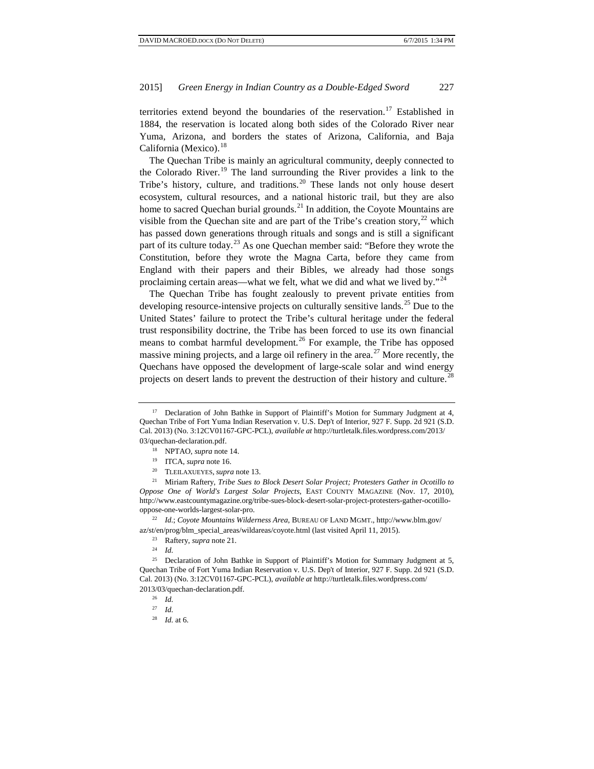territories extend beyond the boundaries of the reservation.[17] Established in 1884, the reservation is located along both sides of the Colorado River near Yuma, Arizona, and borders the states of Arizona, California, and Baja California (Mexico).[18]

The Quechan Tribe is mainly an agricultural community, deeply connected to the Colorado River.[19] The land surrounding the River provides a link to the Tribe's history, culture, and traditions.[20] These lands not only house desert ecosystem, cultural resources, and a national historic trail, but they are also home to sacred Quechan burial grounds.[21] In addition, the Coyote Mountains are visible from the Quechan site and are part of the Tribe's creation story,[22] which has passed down generations through rituals and songs and is still a significant part of its culture today.[23] As one Quechan member said: "Before they wrote the Constitution, before they wrote the Magna Carta, before they came from England with their papers and their Bibles, we already had those songs proclaiming certain areas—what we felt, what we did and what we lived by."[24]

The Quechan Tribe has fought zealously to prevent private entities from developing resource-intensive projects on culturally sensitive lands.[25] Due to the United States' failure to protect the Tribe's cultural heritage under the federal trust responsibility doctrine, the Tribe has been forced to use its own financial means to combat harmful development.[26] For example, the Tribe has opposed massive mining projects, and a large oil refinery in the area.[27] More recently, the Quechans have opposed the development of large-scale solar and wind energy projects on desert lands to prevent the destruction of their history and culture.[28]

---

[17] Declaration of John Bathke in Support of Plaintiff's Motion for Summary Judgment at 4, Quechan Tribe of Fort Yuma Indian Reservation v. U.S. Dep't of Interior, 927 F. Supp. 2d 921 (S.D. Cal. 2013) (No. 3:12CV01167-GPC-PCL), *available at* http://turtletalk.files.wordpress.com/2013/03/quechan-declaration.pdf.

[18] NPTAO, *supra* note 14.

[19] ITCA, *supra* note 16.

[20] TLEILAXUEYES, *supra* note 13.

[21] Miriam Raftery, *Tribe Sues to Block Desert Solar Project; Protesters Gather in Ocotillo to Oppose One of World's Largest Solar Projects*, EAST COUNTY MAGAZINE (Nov. 17, 2010), http://www.eastcountymagazine.org/tribe-sues-block-desert-solar-project-protesters-gather-ocotillo-oppose-one-worlds-largest-solar-pro.

[22] *Id.*; *Coyote Mountains Wilderness Area*, BUREAU OF LAND MGMT., http://www.blm.gov/az/st/en/prog/blm_special_areas/wildareas/coyote.html (last visited April 11, 2015).

[23] Raftery, *supra* note 21.

[24] *Id.*

[25] Declaration of John Bathke in Support of Plaintiff's Motion for Summary Judgment at 5, Quechan Tribe of Fort Yuma Indian Reservation v. U.S. Dep't of Interior, 927 F. Supp. 2d 921 (S.D. Cal. 2013) (No. 3:12CV01167-GPC-PCL), *available at* http://turtletalk.files.wordpress.com/2013/03/quechan-declaration.pdf.

[26] *Id.*

[27] *Id.*

[28] *Id.* at 6.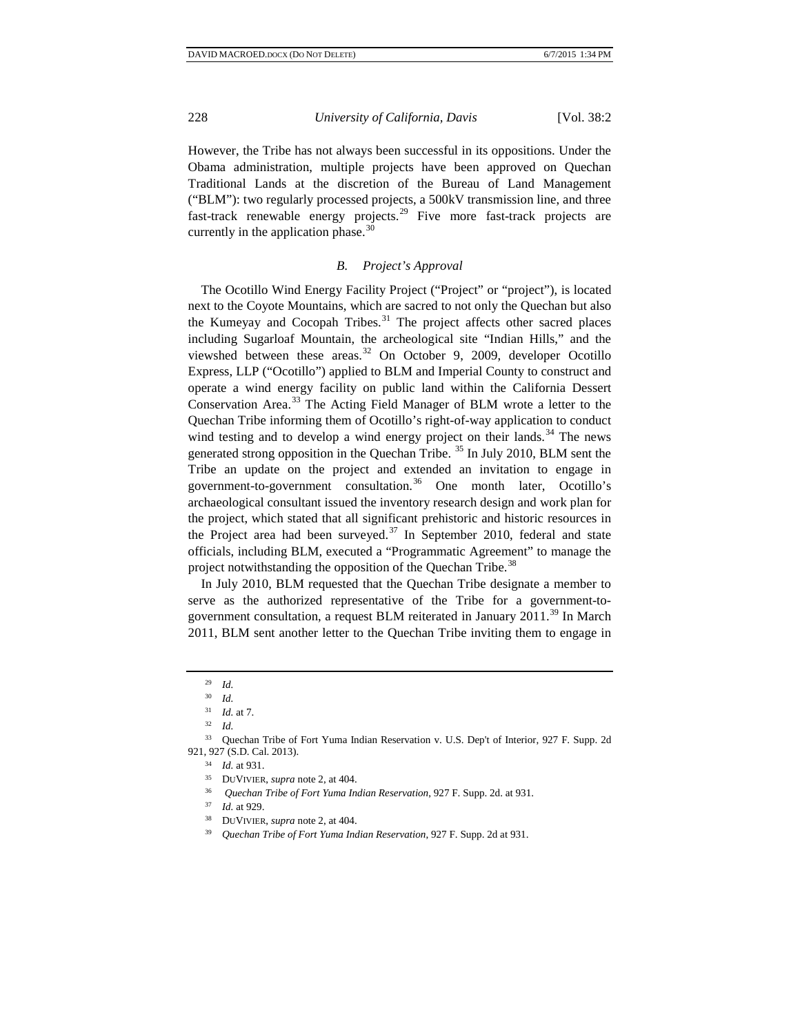However, the Tribe has not always been successful in its oppositions. Under the Obama administration, multiple projects have been approved on Quechan Traditional Lands at the discretion of the Bureau of Land Management ("BLM"): two regularly processed projects, a 500kV transmission line, and three fast-track renewable energy projects.[29] Five more fast-track projects are currently in the application phase.[30]

### *B. Project's Approval*

The Ocotillo Wind Energy Facility Project ("Project" or "project"), is located next to the Coyote Mountains, which are sacred to not only the Quechan but also the Kumeyay and Cocopah Tribes.[31] The project affects other sacred places including Sugarloaf Mountain, the archeological site "Indian Hills," and the viewshed between these areas.[32] On October 9, 2009, developer Ocotillo Express, LLP ("Ocotillo") applied to BLM and Imperial County to construct and operate a wind energy facility on public land within the California Dessert Conservation Area.[33] The Acting Field Manager of BLM wrote a letter to the Quechan Tribe informing them of Ocotillo's right-of-way application to conduct wind testing and to develop a wind energy project on their lands.[34] The news generated strong opposition in the Quechan Tribe. [35] In July 2010, BLM sent the Tribe an update on the project and extended an invitation to engage in government-to-government consultation.[36] One month later, Ocotillo's archaeological consultant issued the inventory research design and work plan for the project, which stated that all significant prehistoric and historic resources in the Project area had been surveyed.[37] In September 2010, federal and state officials, including BLM, executed a "Programmatic Agreement" to manage the project notwithstanding the opposition of the Quechan Tribe.[38]

In July 2010, BLM requested that the Quechan Tribe designate a member to serve as the authorized representative of the Tribe for a government-to-government consultation, a request BLM reiterated in January 2011.[39] In March 2011, BLM sent another letter to the Quechan Tribe inviting them to engage in

---

[29] *Id.*

[30] *Id.*

[31] *Id.* at 7.

[32] *Id.*

[33] Quechan Tribe of Fort Yuma Indian Reservation v. U.S. Dep't of Interior, 927 F. Supp. 2d 921, 927 (S.D. Cal. 2013).

[34] *Id.* at 931.

[35] DUVIVIER, *supra* note 2, at 404.

[36] *Quechan Tribe of Fort Yuma Indian Reservation*, 927 F. Supp. 2d. at 931.

[37] *Id.* at 929.

[38] DUVIVIER, *supra* note 2, at 404.

[39] *Quechan Tribe of Fort Yuma Indian Reservation*, 927 F. Supp. 2d at 931.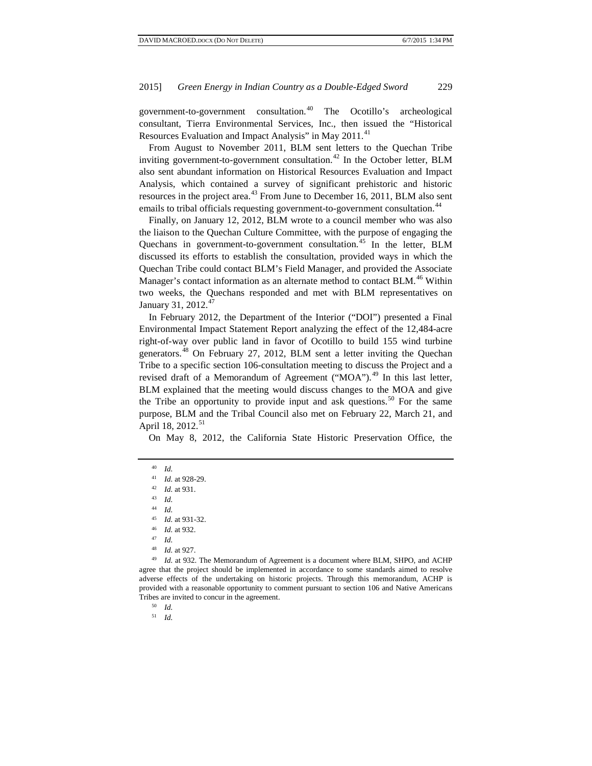government-to-government consultation.[40] The Ocotillo's archeological consultant, Tierra Environmental Services, Inc., then issued the "Historical Resources Evaluation and Impact Analysis" in May 2011.[41]

From August to November 2011, BLM sent letters to the Quechan Tribe inviting government-to-government consultation.[42] In the October letter, BLM also sent abundant information on Historical Resources Evaluation and Impact Analysis, which contained a survey of significant prehistoric and historic resources in the project area.[43] From June to December 16, 2011, BLM also sent emails to tribal officials requesting government-to-government consultation.[44]

Finally, on January 12, 2012, BLM wrote to a council member who was also the liaison to the Quechan Culture Committee, with the purpose of engaging the Quechans in government-to-government consultation.[45] In the letter, BLM discussed its efforts to establish the consultation, provided ways in which the Quechan Tribe could contact BLM's Field Manager, and provided the Associate Manager's contact information as an alternate method to contact BLM.[46] Within two weeks, the Quechans responded and met with BLM representatives on January 31, 2012.[47]

In February 2012, the Department of the Interior ("DOI") presented a Final Environmental Impact Statement Report analyzing the effect of the 12,484-acre right-of-way over public land in favor of Ocotillo to build 155 wind turbine generators.[48] On February 27, 2012, BLM sent a letter inviting the Quechan Tribe to a specific section 106-consultation meeting to discuss the Project and a revised draft of a Memorandum of Agreement ("MOA").[49] In this last letter, BLM explained that the meeting would discuss changes to the MOA and give the Tribe an opportunity to provide input and ask questions.[50] For the same purpose, BLM and the Tribal Council also met on February 22, March 21, and April 18, 2012.[51]

On May 8, 2012, the California State Historic Preservation Office, the

---

[40] *Id.*

[41] *Id.* at 928-29.

[42] *Id.* at 931.

[43] *Id.*

[44] *Id.*

[45] *Id.* at 931-32.

[46] *Id.* at 932.

[47] *Id.*

[48] *Id.* at 927.

[49] *Id.* at 932. The Memorandum of Agreement is a document where BLM, SHPO, and ACHP agree that the project should be implemented in accordance to some standards aimed to resolve adverse effects of the undertaking on historic projects. Through this memorandum, ACHP is provided with a reasonable opportunity to comment pursuant to section 106 and Native Americans Tribes are invited to concur in the agreement.

[50] *Id.*

[51] *Id.*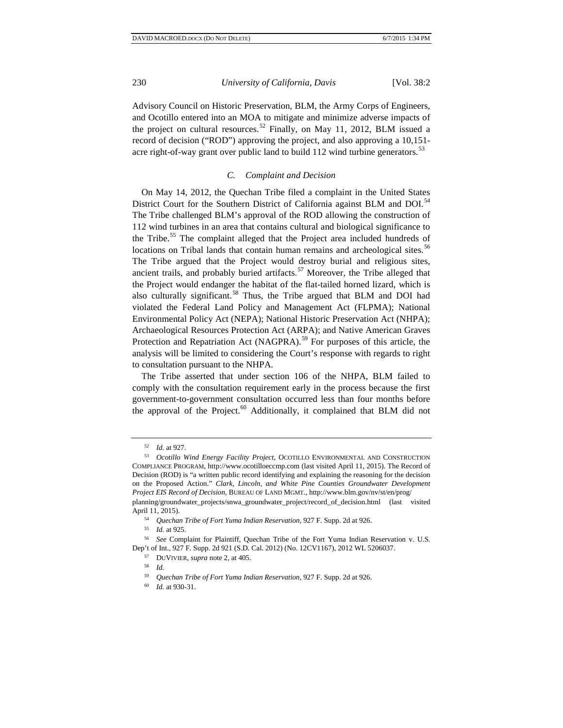Advisory Council on Historic Preservation, BLM, the Army Corps of Engineers, and Ocotillo entered into an MOA to mitigate and minimize adverse impacts of the project on cultural resources.[52] Finally, on May 11, 2012, BLM issued a record of decision ("ROD") approving the project, and also approving a 10,151-acre right-of-way grant over public land to build 112 wind turbine generators.[53]

### *C. Complaint and Decision*

On May 14, 2012, the Quechan Tribe filed a complaint in the United States District Court for the Southern District of California against BLM and DOI.[54] The Tribe challenged BLM's approval of the ROD allowing the construction of 112 wind turbines in an area that contains cultural and biological significance to the Tribe.[55] The complaint alleged that the Project area included hundreds of locations on Tribal lands that contain human remains and archeological sites.[56] The Tribe argued that the Project would destroy burial and religious sites, ancient trails, and probably buried artifacts.[57] Moreover, the Tribe alleged that the Project would endanger the habitat of the flat-tailed horned lizard, which is also culturally significant.[58] Thus, the Tribe argued that BLM and DOI had violated the Federal Land Policy and Management Act (FLPMA); National Environmental Policy Act (NEPA); National Historic Preservation Act (NHPA); Archaeological Resources Protection Act (ARPA); and Native American Graves Protection and Repatriation Act (NAGPRA).[59] For purposes of this article, the analysis will be limited to considering the Court's response with regards to right to consultation pursuant to the NHPA.

The Tribe asserted that under section 106 of the NHPA, BLM failed to comply with the consultation requirement early in the process because the first government-to-government consultation occurred less than four months before the approval of the Project.[60] Additionally, it complained that BLM did not

---

[52] *Id.* at 927.

[53] *Ocotillo Wind Energy Facility Project*, OCOTILLO ENVIRONMENTAL AND CONSTRUCTION COMPLIANCE PROGRAM, http://www.ocotilloeccmp.com (last visited April 11, 2015). The Record of Decision (ROD) is "a written public record identifying and explaining the reasoning for the decision on the Proposed Action." *Clark, Lincoln, and White Pine Counties Groundwater Development Project EIS Record of Decision*, BUREAU OF LAND MGMT., http://www.blm.gov/nv/st/en/prog/planning/groundwater_projects/snwa_groundwater_project/record_of_decision.html (last visited April 11, 2015).

[54] *Quechan Tribe of Fort Yuma Indian Reservation*, 927 F. Supp. 2d at 926.

[55] *Id.* at 925.

[56] *See* Complaint for Plaintiff, Quechan Tribe of the Fort Yuma Indian Reservation v. U.S. Dep't of Int., 927 F. Supp. 2d 921 (S.D. Cal. 2012) (No. 12CV1167), 2012 WL 5206037.

[57] DUVIVIER, *supra* note 2, at 405.

[58] *Id.*

[59] *Quechan Tribe of Fort Yuma Indian Reservation*, 927 F. Supp. 2d at 926.

[60] *Id.* at 930-31.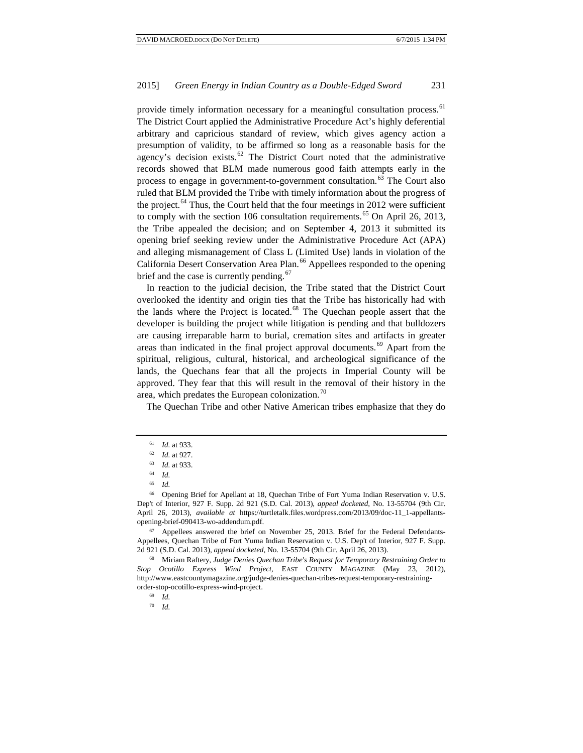provide timely information necessary for a meaningful consultation process.[61] The District Court applied the Administrative Procedure Act's highly deferential arbitrary and capricious standard of review, which gives agency action a presumption of validity, to be affirmed so long as a reasonable basis for the agency's decision exists.[62] The District Court noted that the administrative records showed that BLM made numerous good faith attempts early in the process to engage in government-to-government consultation.[63] The Court also ruled that BLM provided the Tribe with timely information about the progress of the project.[64] Thus, the Court held that the four meetings in 2012 were sufficient to comply with the section 106 consultation requirements.[65] On April 26, 2013, the Tribe appealed the decision; and on September 4, 2013 it submitted its opening brief seeking review under the Administrative Procedure Act (APA) and alleging mismanagement of Class L (Limited Use) lands in violation of the California Desert Conservation Area Plan.[66] Appellees responded to the opening brief and the case is currently pending.[67]

In reaction to the judicial decision, the Tribe stated that the District Court overlooked the identity and origin ties that the Tribe has historically had with the lands where the Project is located.[68] The Quechan people assert that the developer is building the project while litigation is pending and that bulldozers are causing irreparable harm to burial, cremation sites and artifacts in greater areas than indicated in the final project approval documents.[69] Apart from the spiritual, religious, cultural, historical, and archeological significance of the lands, the Quechans fear that all the projects in Imperial County will be approved. They fear that this will result in the removal of their history in the area, which predates the European colonization.[70]

The Quechan Tribe and other Native American tribes emphasize that they do

---

[61] *Id.* at 933.

[62] *Id.* at 927.

[63] *Id.* at 933.

[64] *Id.*

[65] *Id.*

[66] Opening Brief for Apellant at 18, Quechan Tribe of Fort Yuma Indian Reservation v. U.S. Dep't of Interior, 927 F. Supp. 2d 921 (S.D. Cal. 2013), *appeal docketed*, No. 13-55704 (9th Cir. April 26, 2013), *available at* https://turtletalk.files.wordpress.com/2013/09/doc-11_1-appellants-opening-brief-090413-wo-addendum.pdf.

[67] Appellees answered the brief on November 25, 2013. Brief for the Federal Defendants-Appellees, Quechan Tribe of Fort Yuma Indian Reservation v. U.S. Dep't of Interior, 927 F. Supp. 2d 921 (S.D. Cal. 2013), *appeal docketed*, No. 13-55704 (9th Cir. April 26, 2013).

[68] Miriam Raftery, *Judge Denies Quechan Tribe's Request for Temporary Restraining Order to Stop Ocotillo Express Wind Project*, EAST COUNTY MAGAZINE (May 23, 2012), http://www.eastcountymagazine.org/judge-denies-quechan-tribes-request-temporary-restraining-order-stop-ocotillo-express-wind-project.

[69] *Id.*

[70] *Id.*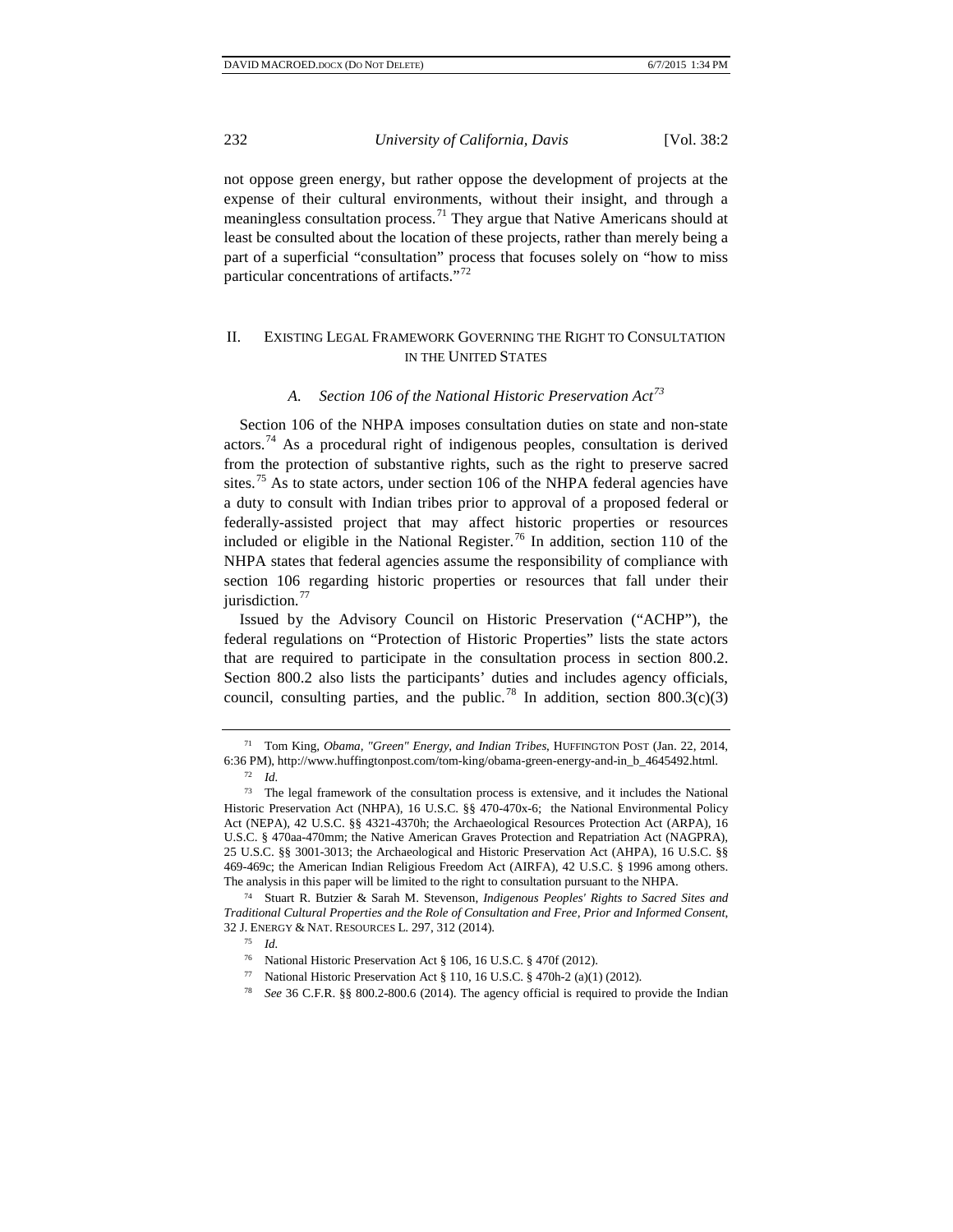not oppose green energy, but rather oppose the development of projects at the expense of their cultural environments, without their insight, and through a meaningless consultation process.[71] They argue that Native Americans should at least be consulted about the location of these projects, rather than merely being a part of a superficial "consultation" process that focuses solely on "how to miss particular concentrations of artifacts."[72]

## II. EXISTING LEGAL FRAMEWORK GOVERNING THE RIGHT TO CONSULTATION IN THE UNITED STATES

### *A. Section 106 of the National Historic Preservation Act*[73]

Section 106 of the NHPA imposes consultation duties on state and non-state actors.[74] As a procedural right of indigenous peoples, consultation is derived from the protection of substantive rights, such as the right to preserve sacred sites.[75] As to state actors, under section 106 of the NHPA federal agencies have a duty to consult with Indian tribes prior to approval of a proposed federal or federally-assisted project that may affect historic properties or resources included or eligible in the National Register.[76] In addition, section 110 of the NHPA states that federal agencies assume the responsibility of compliance with section 106 regarding historic properties or resources that fall under their jurisdiction.[77]

Issued by the Advisory Council on Historic Preservation ("ACHP"), the federal regulations on "Protection of Historic Properties" lists the state actors that are required to participate in the consultation process in section 800.2. Section 800.2 also lists the participants' duties and includes agency officials, council, consulting parties, and the public.[78] In addition, section 800.3(c)(3)

---

[71] Tom King, *Obama, "Green" Energy, and Indian Tribes*, HUFFINGTON POST (Jan. 22, 2014, 6:36 PM), http://www.huffingtonpost.com/tom-king/obama-green-energy-and-in_b_4645492.html.

[72] *Id.*

[73] The legal framework of the consultation process is extensive, and it includes the National Historic Preservation Act (NHPA), 16 U.S.C. §§ 470-470x-6; the National Environmental Policy Act (NEPA), 42 U.S.C. §§ 4321-4370h; the Archaeological Resources Protection Act (ARPA), 16 U.S.C. § 470aa-470mm; the Native American Graves Protection and Repatriation Act (NAGPRA), 25 U.S.C. §§ 3001-3013; the Archaeological and Historic Preservation Act (AHPA), 16 U.S.C. §§ 469-469c; the American Indian Religious Freedom Act (AIRFA), 42 U.S.C. § 1996 among others. The analysis in this paper will be limited to the right to consultation pursuant to the NHPA.

[74] Stuart R. Butzier & Sarah M. Stevenson, *Indigenous Peoples' Rights to Sacred Sites and Traditional Cultural Properties and the Role of Consultation and Free, Prior and Informed Consent*, 32 J. ENERGY & NAT. RESOURCES L. 297, 312 (2014).

[75] *Id.*

[76] National Historic Preservation Act § 106, 16 U.S.C. § 470f (2012).

[77] National Historic Preservation Act § 110, 16 U.S.C. § 470h-2 (a)(1) (2012).

[78] *See* 36 C.F.R. §§ 800.2-800.6 (2014). The agency official is required to provide the Indian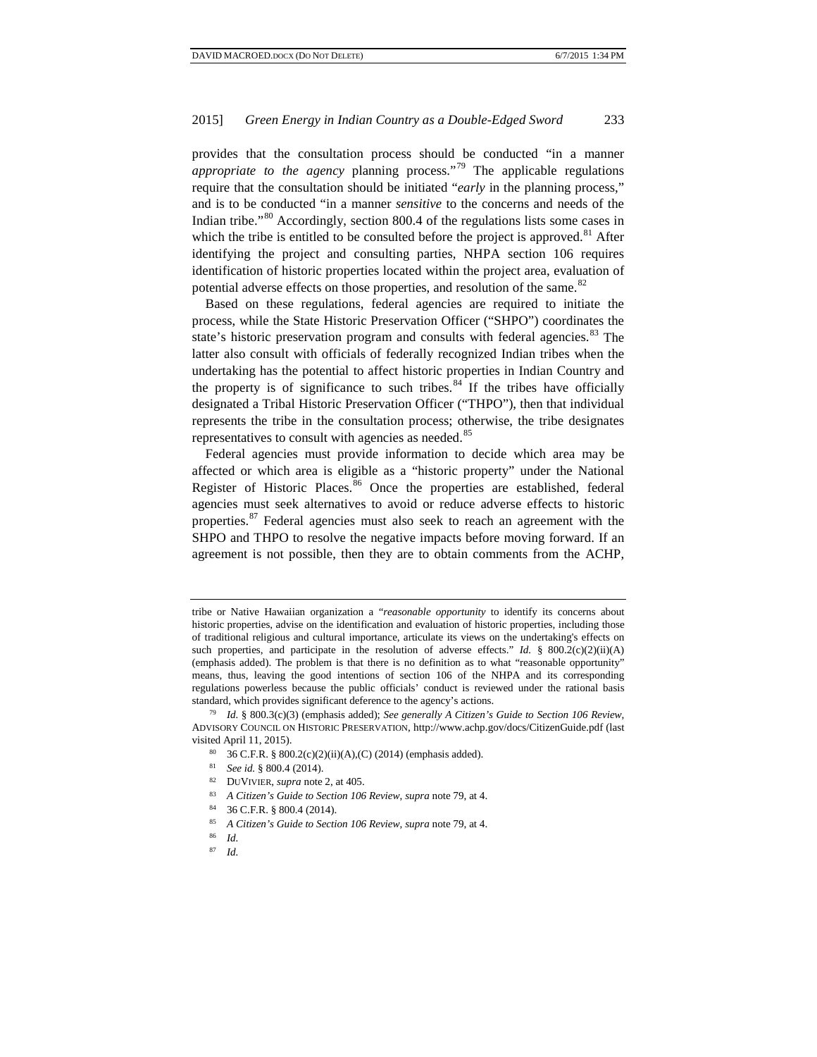provides that the consultation process should be conducted "in a manner *appropriate to the agency* planning process."[79] The applicable regulations require that the consultation should be initiated "*early* in the planning process," and is to be conducted "in a manner *sensitive* to the concerns and needs of the Indian tribe."[80] Accordingly, section 800.4 of the regulations lists some cases in which the tribe is entitled to be consulted before the project is approved.[81] After identifying the project and consulting parties, NHPA section 106 requires identification of historic properties located within the project area, evaluation of potential adverse effects on those properties, and resolution of the same.[82]

Based on these regulations, federal agencies are required to initiate the process, while the State Historic Preservation Officer ("SHPO") coordinates the state's historic preservation program and consults with federal agencies.[83] The latter also consult with officials of federally recognized Indian tribes when the undertaking has the potential to affect historic properties in Indian Country and the property is of significance to such tribes.[84] If the tribes have officially designated a Tribal Historic Preservation Officer ("THPO"), then that individual represents the tribe in the consultation process; otherwise, the tribe designates representatives to consult with agencies as needed.[85]

Federal agencies must provide information to decide which area may be affected or which area is eligible as a "historic property" under the National Register of Historic Places.[86] Once the properties are established, federal agencies must seek alternatives to avoid or reduce adverse effects to historic properties.[87] Federal agencies must also seek to reach an agreement with the SHPO and THPO to resolve the negative impacts before moving forward. If an agreement is not possible, then they are to obtain comments from the ACHP,

---

tribe or Native Hawaiian organization a "*reasonable opportunity* to identify its concerns about historic properties, advise on the identification and evaluation of historic properties, including those of traditional religious and cultural importance, articulate its views on the undertaking's effects on such properties, and participate in the resolution of adverse effects." *Id.* § 800.2(c)(2)(ii)(A) (emphasis added). The problem is that there is no definition as to what "reasonable opportunity" means, thus, leaving the good intentions of section 106 of the NHPA and its corresponding regulations powerless because the public officials' conduct is reviewed under the rational basis standard, which provides significant deference to the agency's actions.

[79] *Id.* § 800.3(c)(3) (emphasis added); *See generally A Citizen's Guide to Section 106 Review*, ADVISORY COUNCIL ON HISTORIC PRESERVATION, http://www.achp.gov/docs/CitizenGuide.pdf (last visited April 11, 2015).

[80] 36 C.F.R. § 800.2(c)(2)(ii)(A),(C) (2014) (emphasis added).

[81] *See id.* § 800.4 (2014).

[82] DUVIVIER, *supra* note 2, at 405.

[83] *A Citizen's Guide to Section 106 Review*, *supra* note 79, at 4.

[84] 36 C.F.R. § 800.4 (2014).

[85] *A Citizen's Guide to Section 106 Review*, *supra* note 79, at 4.

[86] *Id.*

[87] *Id.*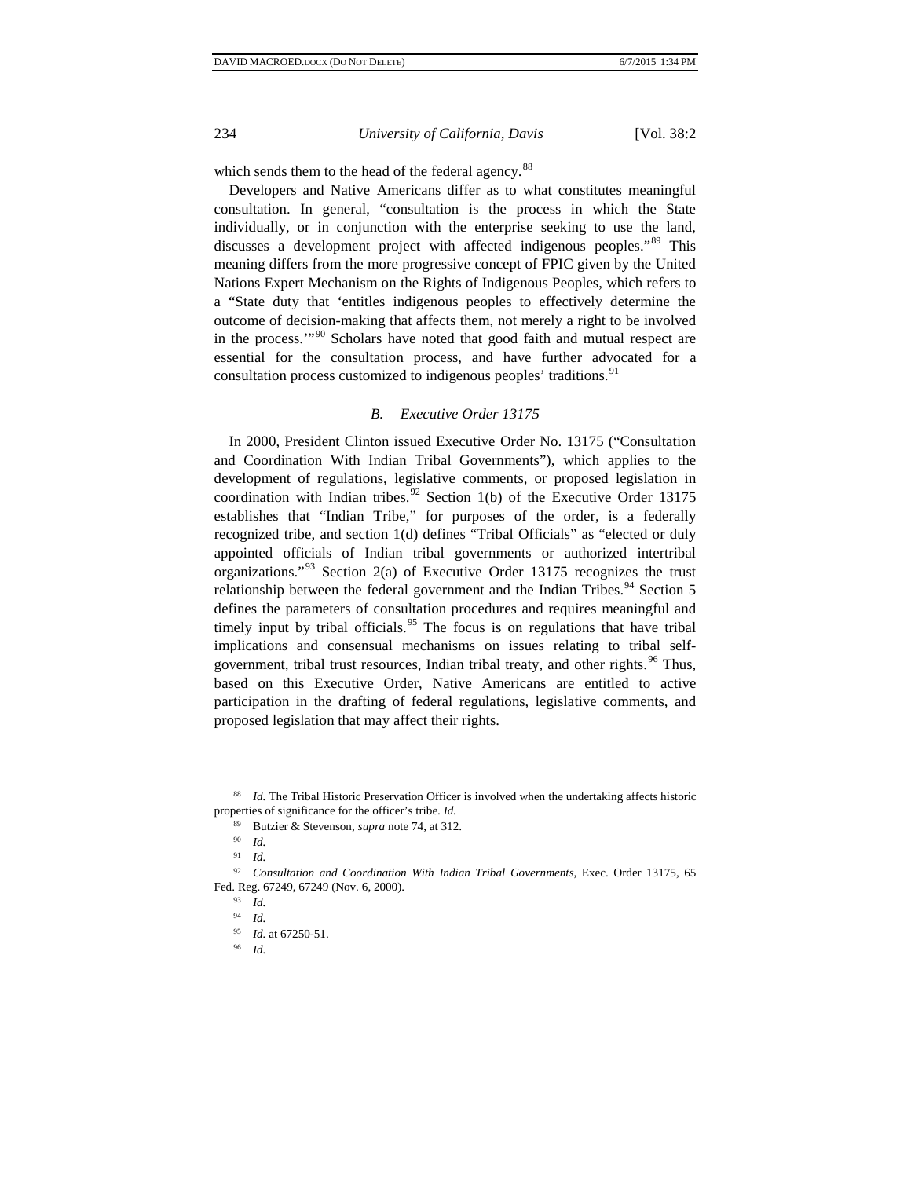which sends them to the head of the federal agency.[88]

Developers and Native Americans differ as to what constitutes meaningful consultation. In general, "consultation is the process in which the State individually, or in conjunction with the enterprise seeking to use the land, discusses a development project with affected indigenous peoples."[89] This meaning differs from the more progressive concept of FPIC given by the United Nations Expert Mechanism on the Rights of Indigenous Peoples, which refers to a "State duty that 'entitles indigenous peoples to effectively determine the outcome of decision-making that affects them, not merely a right to be involved in the process.'"[90] Scholars have noted that good faith and mutual respect are essential for the consultation process, and have further advocated for a consultation process customized to indigenous peoples' traditions.[91]

### *B. Executive Order 13175*

In 2000, President Clinton issued Executive Order No. 13175 ("Consultation and Coordination With Indian Tribal Governments"), which applies to the development of regulations, legislative comments, or proposed legislation in coordination with Indian tribes.[92] Section 1(b) of the Executive Order 13175 establishes that "Indian Tribe," for purposes of the order, is a federally recognized tribe, and section 1(d) defines "Tribal Officials" as "elected or duly appointed officials of Indian tribal governments or authorized intertribal organizations."[93] Section 2(a) of Executive Order 13175 recognizes the trust relationship between the federal government and the Indian Tribes.[94] Section 5 defines the parameters of consultation procedures and requires meaningful and timely input by tribal officials.[95] The focus is on regulations that have tribal implications and consensual mechanisms on issues relating to tribal self-government, tribal trust resources, Indian tribal treaty, and other rights.[96] Thus, based on this Executive Order, Native Americans are entitled to active participation in the drafting of federal regulations, legislative comments, and proposed legislation that may affect their rights.

---

[88] *Id.* The Tribal Historic Preservation Officer is involved when the undertaking affects historic properties of significance for the officer's tribe. *Id.*

[89] Butzier & Stevenson, *supra* note 74, at 312.

[90] *Id.*

[91] *Id.*

[92] *Consultation and Coordination With Indian Tribal Governments*, Exec. Order 13175, 65 Fed. Reg. 67249, 67249 (Nov. 6, 2000).

[93] *Id.*

[94] *Id.*

[95] *Id.* at 67250-51.

[96] *Id.*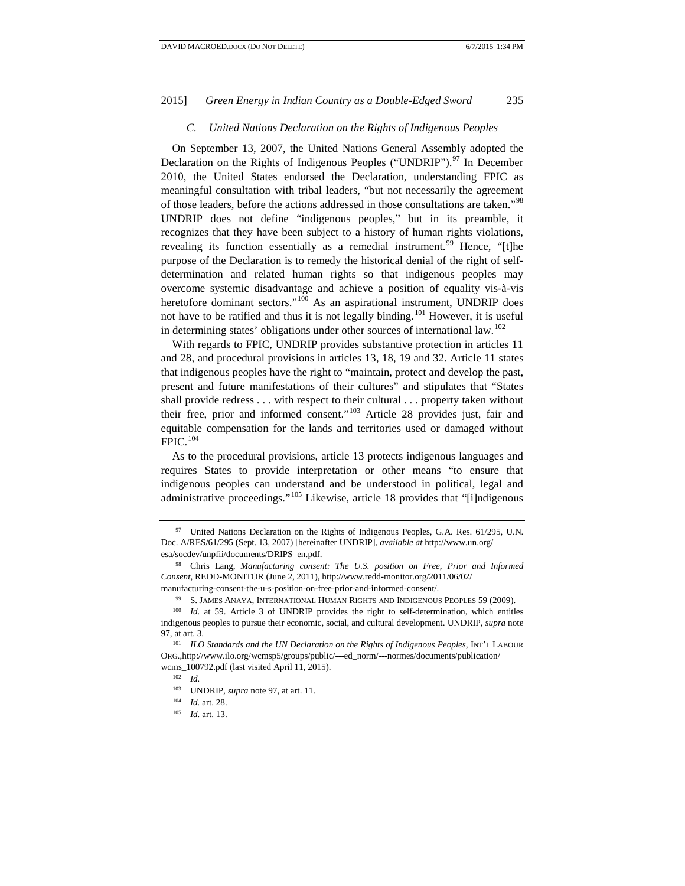### C. United Nations Declaration on the Rights of Indigenous Peoples

On September 13, 2007, the United Nations General Assembly adopted the Declaration on the Rights of Indigenous Peoples ("UNDRIP").[97] In December 2010, the United States endorsed the Declaration, understanding FPIC as meaningful consultation with tribal leaders, "but not necessarily the agreement of those leaders, before the actions addressed in those consultations are taken."[98] UNDRIP does not define "indigenous peoples," but in its preamble, it recognizes that they have been subject to a history of human rights violations, revealing its function essentially as a remedial instrument.[99] Hence, "[t]he purpose of the Declaration is to remedy the historical denial of the right of self-determination and related human rights so that indigenous peoples may overcome systemic disadvantage and achieve a position of equality vis-à-vis heretofore dominant sectors."[100] As an aspirational instrument, UNDRIP does not have to be ratified and thus it is not legally binding.[101] However, it is useful in determining states' obligations under other sources of international law.[102]

With regards to FPIC, UNDRIP provides substantive protection in articles 11 and 28, and procedural provisions in articles 13, 18, 19 and 32. Article 11 states that indigenous peoples have the right to "maintain, protect and develop the past, present and future manifestations of their cultures" and stipulates that "States shall provide redress . . . with respect to their cultural . . . property taken without their free, prior and informed consent."[103] Article 28 provides just, fair and equitable compensation for the lands and territories used or damaged without FPIC.[104]

As to the procedural provisions, article 13 protects indigenous languages and requires States to provide interpretation or other means "to ensure that indigenous peoples can understand and be understood in political, legal and administrative proceedings."[105] Likewise, article 18 provides that "[i]ndigenous

---

[97] United Nations Declaration on the Rights of Indigenous Peoples, G.A. Res. 61/295, U.N. Doc. A/RES/61/295 (Sept. 13, 2007) [hereinafter UNDRIP], *available at* http://www.un.org/esa/socdev/unpfii/documents/DRIPS_en.pdf.

[98] Chris Lang, *Manufacturing consent: The U.S. position on Free, Prior and Informed Consent*, REDD-MONITOR (June 2, 2011), http://www.redd-monitor.org/2011/06/02/manufacturing-consent-the-u-s-position-on-free-prior-and-informed-consent/.

[99] S. JAMES ANAYA, INTERNATIONAL HUMAN RIGHTS AND INDIGENOUS PEOPLES 59 (2009).

[100] *Id.* at 59. Article 3 of UNDRIP provides the right to self-determination, which entitles indigenous peoples to pursue their economic, social, and cultural development. UNDRIP, *supra* note 97, at art. 3.

[101] *ILO Standards and the UN Declaration on the Rights of Indigenous Peoples*, INT'L LABOUR ORG.,http://www.ilo.org/wcmsp5/groups/public/---ed_norm/---normes/documents/publication/wcms_100792.pdf (last visited April 11, 2015).

[102] *Id.*

[103] UNDRIP, *supra* note 97, at art. 11.

[104] *Id.* art. 28.

[105] *Id.* art. 13.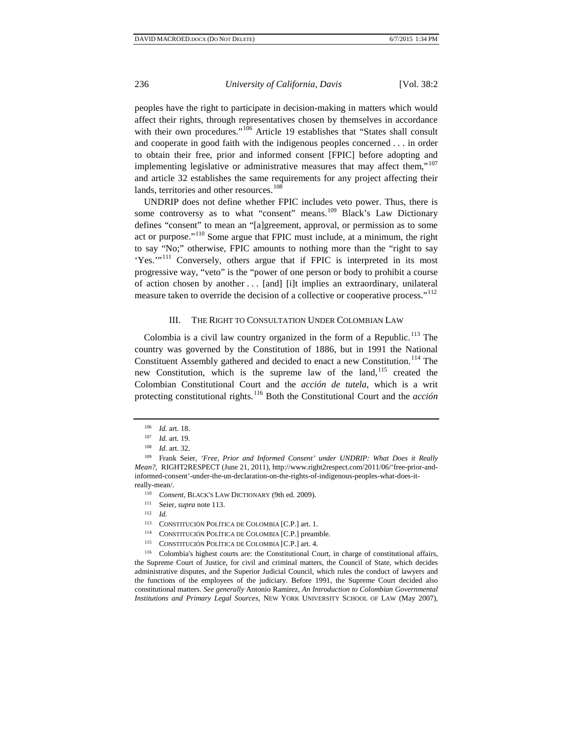peoples have the right to participate in decision-making in matters which would affect their rights, through representatives chosen by themselves in accordance with their own procedures."[106] Article 19 establishes that "States shall consult and cooperate in good faith with the indigenous peoples concerned . . . in order to obtain their free, prior and informed consent [FPIC] before adopting and implementing legislative or administrative measures that may affect them,"[107] and article 32 establishes the same requirements for any project affecting their lands, territories and other resources.[108]

UNDRIP does not define whether FPIC includes veto power. Thus, there is some controversy as to what "consent" means.[109] Black's Law Dictionary defines "consent" to mean an "[a]greement, approval, or permission as to some act or purpose."[110] Some argue that FPIC must include, at a minimum, the right to say "No;" otherwise, FPIC amounts to nothing more than the "right to say 'Yes.'"[111] Conversely, others argue that if FPIC is interpreted in its most progressive way, "veto" is the "power of one person or body to prohibit a course of action chosen by another . . . [and] [i]t implies an extraordinary, unilateral measure taken to override the decision of a collective or cooperative process."[112]

## III. The Right to Consultation Under Colombian Law

Colombia is a civil law country organized in the form of a Republic.[113] The country was governed by the Constitution of 1886, but in 1991 the National Constituent Assembly gathered and decided to enact a new Constitution.[114] The new Constitution, which is the supreme law of the land,[115] created the Colombian Constitutional Court and the *acción de tutela*, which is a writ protecting constitutional rights.[116] Both the Constitutional Court and the *acción*

---

[106] *Id.* art. 18.

[107] *Id.* art. 19.

[108] *Id.* art. 32.

[109] Frank Seier, *'Free, Prior and Informed Consent' under UNDRIP: What Does it Really Mean?*, RIGHT2RESPECT (June 21, 2011), http://www.right2respect.com/2011/06/'free-prior-and-informed-consent'-under-the-un-declaration-on-the-rights-of-indigenous-peoples-what-does-it-really-mean/.

[110] *Consent*, BLACK'S LAW DICTIONARY (9th ed. 2009).

[111] Seier, *supra* note 113.

[112] *Id.*

[113] CONSTITUCIÓN POLÍTICA DE COLOMBIA [C.P.] art. 1.

[114] CONSTITUCIÓN POLÍTICA DE COLOMBIA [C.P.] preamble.

[115] CONSTITUCIÓN POLÍTICA DE COLOMBIA [C.P.] art. 4.

[116] Colombia's highest courts are: the Constitutional Court, in charge of constitutional affairs, the Supreme Court of Justice, for civil and criminal matters, the Council of State, which decides administrative disputes, and the Superior Judicial Council, which rules the conduct of lawyers and the functions of the employees of the judiciary. Before 1991, the Supreme Court decided also constitutional matters. *See generally* Antonio Ramirez, *An Introduction to Colombian Governmental Institutions and Primary Legal Sources*, NEW YORK UNIVERSITY SCHOOL OF LAW (May 2007),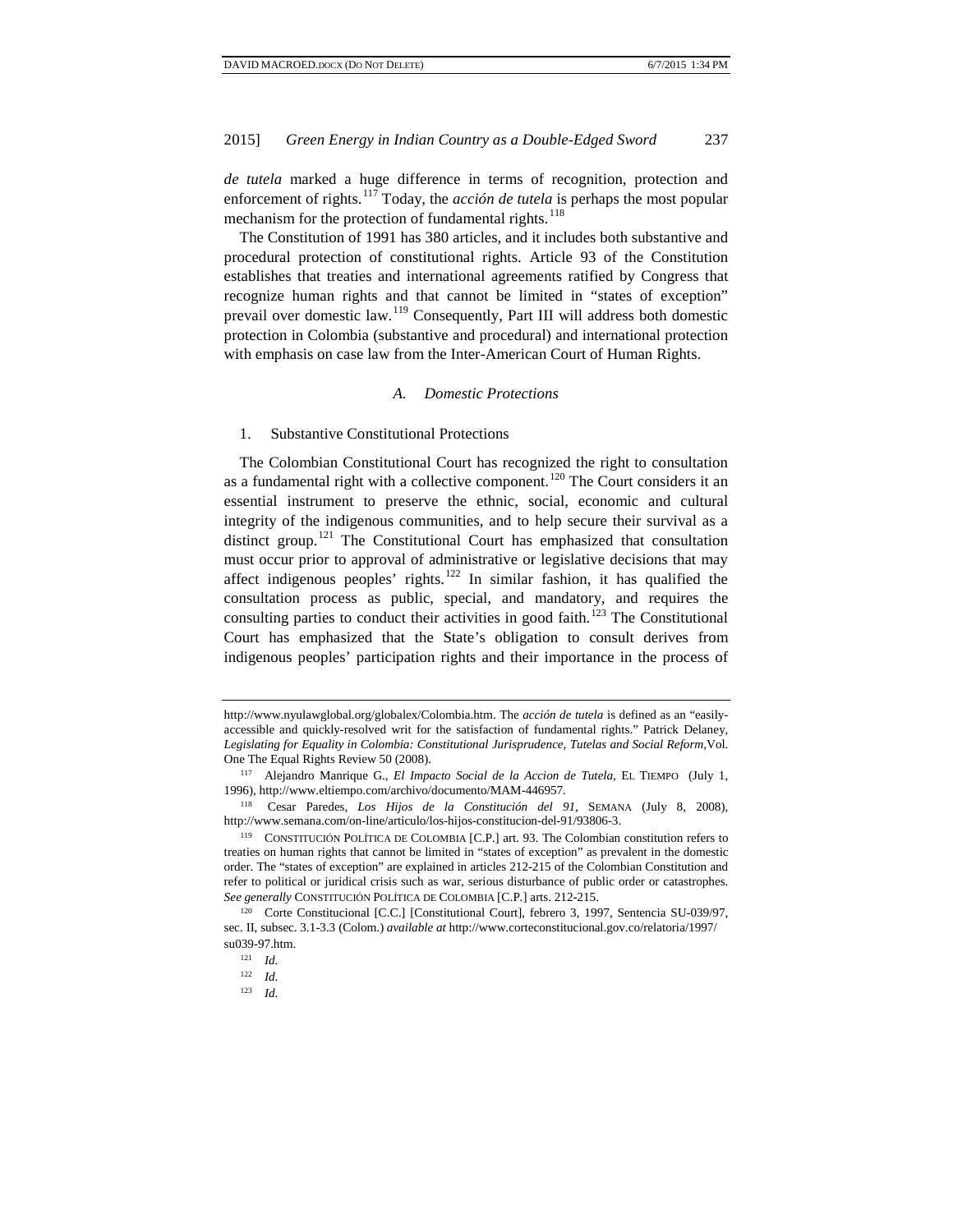*de tutela* marked a huge difference in terms of recognition, protection and enforcement of rights.[117] Today, the *acción de tutela* is perhaps the most popular mechanism for the protection of fundamental rights.[118]

The Constitution of 1991 has 380 articles, and it includes both substantive and procedural protection of constitutional rights. Article 93 of the Constitution establishes that treaties and international agreements ratified by Congress that recognize human rights and that cannot be limited in "states of exception" prevail over domestic law.[119] Consequently, Part III will address both domestic protection in Colombia (substantive and procedural) and international protection with emphasis on case law from the Inter-American Court of Human Rights.

### *A. Domestic Protections*

#### 1. Substantive Constitutional Protections

The Colombian Constitutional Court has recognized the right to consultation as a fundamental right with a collective component.[120] The Court considers it an essential instrument to preserve the ethnic, social, economic and cultural integrity of the indigenous communities, and to help secure their survival as a distinct group.[121] The Constitutional Court has emphasized that consultation must occur prior to approval of administrative or legislative decisions that may affect indigenous peoples' rights.[122] In similar fashion, it has qualified the consultation process as public, special, and mandatory, and requires the consulting parties to conduct their activities in good faith.[123] The Constitutional Court has emphasized that the State's obligation to consult derives from indigenous peoples' participation rights and their importance in the process of

---

http://www.nyulawglobal.org/globalex/Colombia.htm. The *acción de tutela* is defined as an "easily-accessible and quickly-resolved writ for the satisfaction of fundamental rights." Patrick Delaney, *Legislating for Equality in Colombia: Constitutional Jurisprudence, Tutelas and Social Reform*,Vol. One The Equal Rights Review 50 (2008).

[117] Alejandro Manrique G., *El Impacto Social de la Accion de Tutela*, EL TIEMPO (July 1, 1996), http://www.eltiempo.com/archivo/documento/MAM-446957.

[118] Cesar Paredes, *Los Hijos de la Constitución del 91*, SEMANA (July 8, 2008), http://www.semana.com/on-line/articulo/los-hijos-constitucion-del-91/93806-3.

[119] CONSTITUCIÓN POLÍTICA DE COLOMBIA [C.P.] art. 93. The Colombian constitution refers to treaties on human rights that cannot be limited in "states of exception" as prevalent in the domestic order. The "states of exception" are explained in articles 212-215 of the Colombian Constitution and refer to political or juridical crisis such as war, serious disturbance of public order or catastrophes. *See generally* CONSTITUCIÓN POLÍTICA DE COLOMBIA [C.P.] arts. 212-215.

[120] Corte Constitucional [C.C.] [Constitutional Court], febrero 3, 1997, Sentencia SU-039/97, sec. II, subsec. 3.1-3.3 (Colom.) *available at* http://www.corteconstitucional.gov.co/relatoria/1997/su039-97.htm.

[121] *Id.*

[122] *Id.*

[123] *Id.*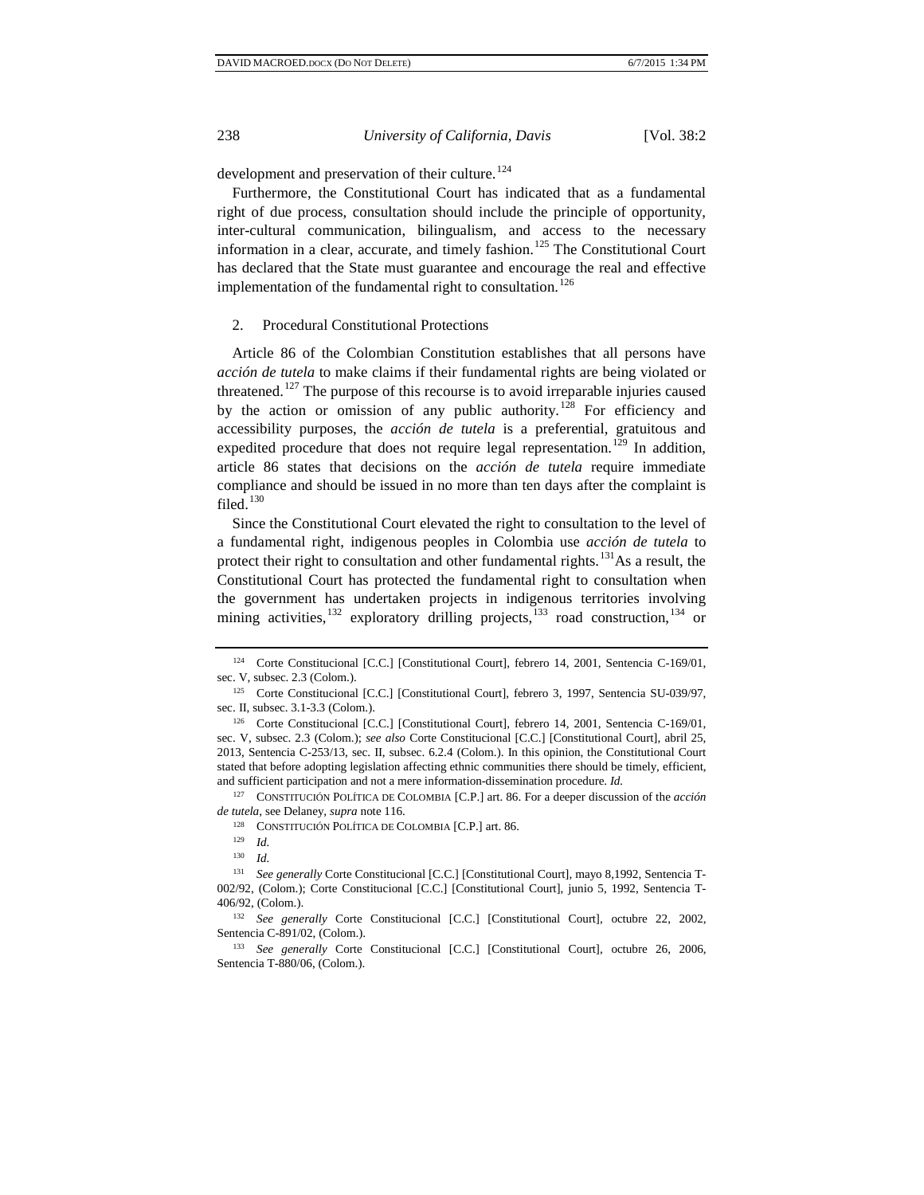development and preservation of their culture.[124]

Furthermore, the Constitutional Court has indicated that as a fundamental right of due process, consultation should include the principle of opportunity, inter-cultural communication, bilingualism, and access to the necessary information in a clear, accurate, and timely fashion.[125] The Constitutional Court has declared that the State must guarantee and encourage the real and effective implementation of the fundamental right to consultation.[126]

### 2. Procedural Constitutional Protections

Article 86 of the Colombian Constitution establishes that all persons have *acción de tutela* to make claims if their fundamental rights are being violated or threatened.[127] The purpose of this recourse is to avoid irreparable injuries caused by the action or omission of any public authority.[128] For efficiency and accessibility purposes, the *acción de tutela* is a preferential, gratuitous and expedited procedure that does not require legal representation.[129] In addition, article 86 states that decisions on the *acción de tutela* require immediate compliance and should be issued in no more than ten days after the complaint is filed.[130]

Since the Constitutional Court elevated the right to consultation to the level of a fundamental right, indigenous peoples in Colombia use *acción de tutela* to protect their right to consultation and other fundamental rights.[131] As a result, the Constitutional Court has protected the fundamental right to consultation when the government has undertaken projects in indigenous territories involving mining activities,[132] exploratory drilling projects,[133] road construction,[134] or

---

[124] Corte Constitucional [C.C.] [Constitutional Court], febrero 14, 2001, Sentencia C-169/01, sec. V, subsec. 2.3 (Colom.).

[125] Corte Constitucional [C.C.] [Constitutional Court], febrero 3, 1997, Sentencia SU-039/97, sec. II, subsec. 3.1-3.3 (Colom.).

[126] Corte Constitucional [C.C.] [Constitutional Court], febrero 14, 2001, Sentencia C-169/01, sec. V, subsec. 2.3 (Colom.); *see also* Corte Constitucional [C.C.] [Constitutional Court], abril 25, 2013, Sentencia C-253/13, sec. II, subsec. 6.2.4 (Colom.). In this opinion, the Constitutional Court stated that before adopting legislation affecting ethnic communities there should be timely, efficient, and sufficient participation and not a mere information-dissemination procedure. *Id.*

[127] CONSTITUCIÓN POLÍTICA DE COLOMBIA [C.P.] art. 86. For a deeper discussion of the *acción de tutela*, see Delaney, *supra* note 116.

[128] CONSTITUCIÓN POLÍTICA DE COLOMBIA [C.P.] art. 86.

[129] *Id.*

[130] *Id.*

[131] *See generally* Corte Constitucional [C.C.] [Constitutional Court], mayo 8,1992, Sentencia T-002/92, (Colom.); Corte Constitucional [C.C.] [Constitutional Court], junio 5, 1992, Sentencia T-406/92, (Colom.).

[132] *See generally* Corte Constitucional [C.C.] [Constitutional Court], octubre 22, 2002, Sentencia C-891/02, (Colom.).

[133] *See generally* Corte Constitucional [C.C.] [Constitutional Court], octubre 26, 2006, Sentencia T-880/06, (Colom.).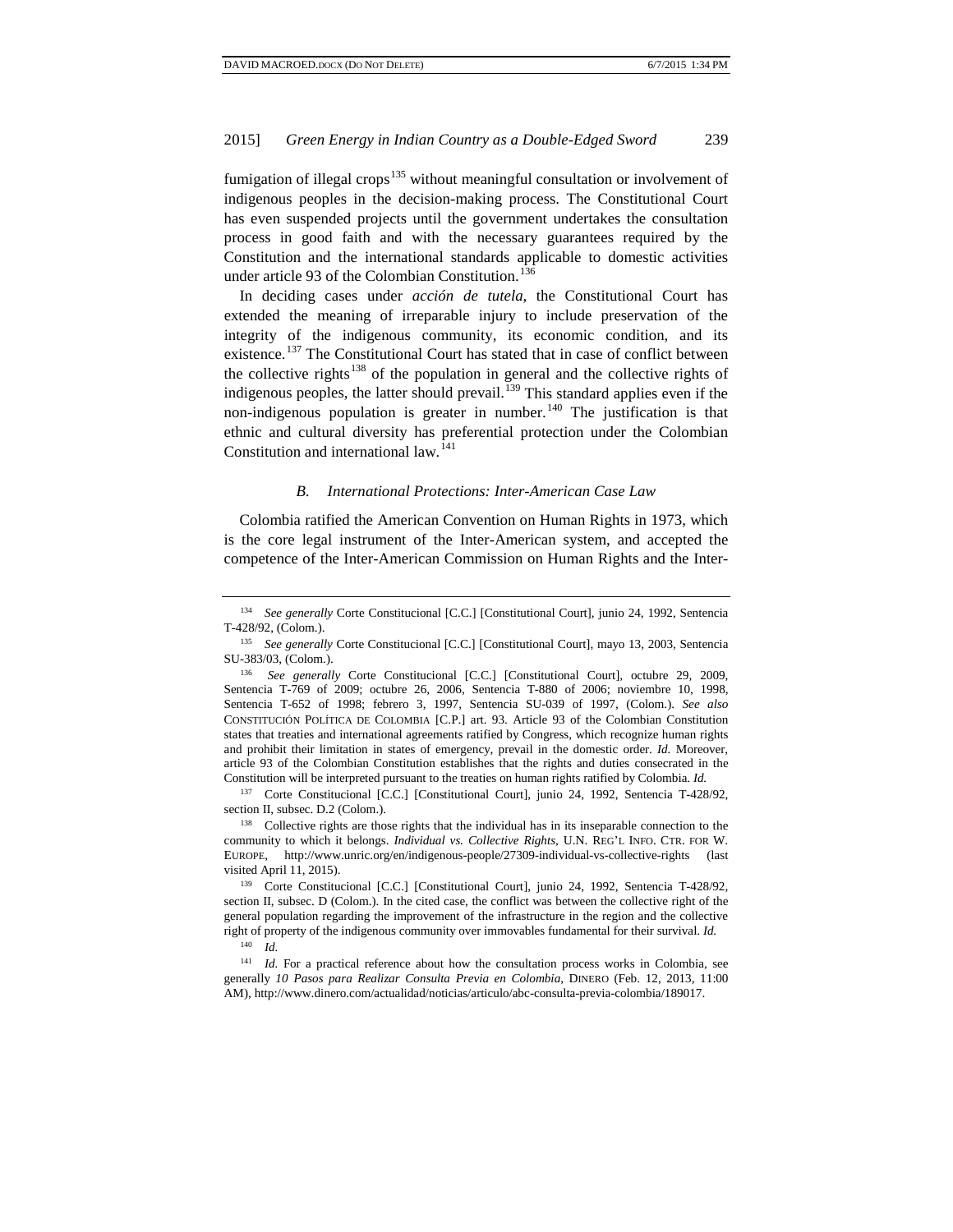fumigation of illegal crops[135] without meaningful consultation or involvement of indigenous peoples in the decision-making process. The Constitutional Court has even suspended projects until the government undertakes the consultation process in good faith and with the necessary guarantees required by the Constitution and the international standards applicable to domestic activities under article 93 of the Colombian Constitution.[136]

In deciding cases under *acción de tutela*, the Constitutional Court has extended the meaning of irreparable injury to include preservation of the integrity of the indigenous community, its economic condition, and its existence.[137] The Constitutional Court has stated that in case of conflict between the collective rights[138] of the population in general and the collective rights of indigenous peoples, the latter should prevail.[139] This standard applies even if the non-indigenous population is greater in number.[140] The justification is that ethnic and cultural diversity has preferential protection under the Colombian Constitution and international law.[141]

### *B. International Protections: Inter-American Case Law*

Colombia ratified the American Convention on Human Rights in 1973, which is the core legal instrument of the Inter-American system, and accepted the competence of the Inter-American Commission on Human Rights and the Inter-

---

[134] *See generally* Corte Constitucional [C.C.] [Constitutional Court], junio 24, 1992, Sentencia T-428/92, (Colom.).

[135] *See generally* Corte Constitucional [C.C.] [Constitutional Court], mayo 13, 2003, Sentencia SU-383/03, (Colom.).

[136] *See generally* Corte Constitucional [C.C.] [Constitutional Court], octubre 29, 2009, Sentencia T-769 of 2009; octubre 26, 2006, Sentencia T-880 of 2006; noviembre 10, 1998, Sentencia T-652 of 1998; febrero 3, 1997, Sentencia SU-039 of 1997, (Colom.). *See also* CONSTITUCIÓN POLÍTICA DE COLOMBIA [C.P.] art. 93. Article 93 of the Colombian Constitution states that treaties and international agreements ratified by Congress, which recognize human rights and prohibit their limitation in states of emergency, prevail in the domestic order. *Id.* Moreover, article 93 of the Colombian Constitution establishes that the rights and duties consecrated in the Constitution will be interpreted pursuant to the treaties on human rights ratified by Colombia. *Id.*

[137] Corte Constitucional [C.C.] [Constitutional Court], junio 24, 1992, Sentencia T-428/92, section II, subsec. D.2 (Colom.).

[138] Collective rights are those rights that the individual has in its inseparable connection to the community to which it belongs. *Individual vs. Collective Rights*, U.N. REG'L INFO. CTR. FOR W. EUROPE, http://www.unric.org/en/indigenous-people/27309-individual-vs-collective-rights (last visited April 11, 2015).

[139] Corte Constitucional [C.C.] [Constitutional Court], junio 24, 1992, Sentencia T-428/92, section II, subsec. D (Colom.). In the cited case, the conflict was between the collective right of the general population regarding the improvement of the infrastructure in the region and the collective right of property of the indigenous community over immovables fundamental for their survival. *Id.*

[140] *Id.*

[141] *Id.* For a practical reference about how the consultation process works in Colombia, see generally *10 Pasos para Realizar Consulta Previa en Colombia*, DINERO (Feb. 12, 2013, 11:00 AM), http://www.dinero.com/actualidad/noticias/articulo/abc-consulta-previa-colombia/189017.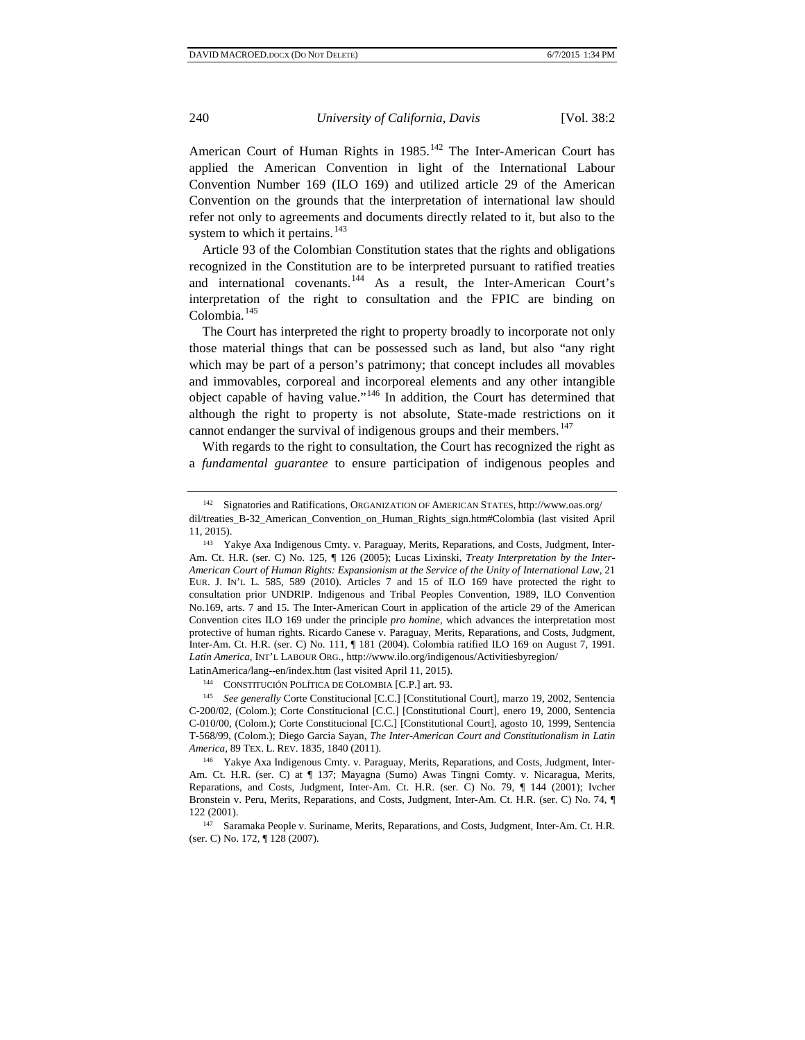American Court of Human Rights in 1985.[142] The Inter-American Court has applied the American Convention in light of the International Labour Convention Number 169 (ILO 169) and utilized article 29 of the American Convention on the grounds that the interpretation of international law should refer not only to agreements and documents directly related to it, but also to the system to which it pertains.[143]

Article 93 of the Colombian Constitution states that the rights and obligations recognized in the Constitution are to be interpreted pursuant to ratified treaties and international covenants.[144] As a result, the Inter-American Court's interpretation of the right to consultation and the FPIC are binding on Colombia.[145]

The Court has interpreted the right to property broadly to incorporate not only those material things that can be possessed such as land, but also "any right which may be part of a person's patrimony; that concept includes all movables and immovables, corporeal and incorporeal elements and any other intangible object capable of having value."[146] In addition, the Court has determined that although the right to property is not absolute, State-made restrictions on it cannot endanger the survival of indigenous groups and their members.[147]

With regards to the right to consultation, the Court has recognized the right as a *fundamental guarantee* to ensure participation of indigenous peoples and

---

[142] Signatories and Ratifications, ORGANIZATION OF AMERICAN STATES, http://www.oas.org/dil/treaties_B-32_American_Convention_on_Human_Rights_sign.htm#Colombia (last visited April 11, 2015).

[143] Yakye Axa Indigenous Cmty. v. Paraguay, Merits, Reparations, and Costs, Judgment, Inter-Am. Ct. H.R. (ser. C) No. 125, ¶ 126 (2005); Lucas Lixinski, *Treaty Interpretation by the Inter-American Court of Human Rights: Expansionism at the Service of the Unity of International Law*, 21 EUR. J. INT'L L. 585, 589 (2010). Articles 7 and 15 of ILO 169 have protected the right to consultation prior UNDRIP. Indigenous and Tribal Peoples Convention, 1989, ILO Convention No.169, arts. 7 and 15. The Inter-American Court in application of the article 29 of the American Convention cites ILO 169 under the principle *pro homine*, which advances the interpretation most protective of human rights. Ricardo Canese v. Paraguay, Merits, Reparations, and Costs, Judgment, Inter-Am. Ct. H.R. (ser. C) No. 111, ¶ 181 (2004). Colombia ratified ILO 169 on August 7, 1991. *Latin America*, INT'L LABOUR ORG., http://www.ilo.org/indigenous/Activitiesbyregion/LatinAmerica/lang--en/index.htm (last visited April 11, 2015).

[144] CONSTITUCIÓN POLÍTICA DE COLOMBIA [C.P.] art. 93.

[145] *See generally* Corte Constitucional [C.C.] [Constitutional Court], marzo 19, 2002, Sentencia C-200/02, (Colom.); Corte Constitucional [C.C.] [Constitutional Court], enero 19, 2000, Sentencia C-010/00, (Colom.); Corte Constitucional [C.C.] [Constitutional Court], agosto 10, 1999, Sentencia T-568/99, (Colom.); Diego Garcia Sayan, *The Inter-American Court and Constitutionalism in Latin America*, 89 TEX. L. REV. 1835, 1840 (2011).

[146] Yakye Axa Indigenous Cmty. v. Paraguay, Merits, Reparations, and Costs, Judgment, Inter-Am. Ct. H.R. (ser. C) at ¶ 137; Mayagna (Sumo) Awas Tingni Comty. v. Nicaragua, Merits, Reparations, and Costs, Judgment, Inter-Am. Ct. H.R. (ser. C) No. 79, ¶ 144 (2001); Ivcher Bronstein v. Peru, Merits, Reparations, and Costs, Judgment, Inter-Am. Ct. H.R. (ser. C) No. 74, ¶ 122 (2001).

[147] Saramaka People v. Suriname, Merits, Reparations, and Costs, Judgment, Inter-Am. Ct. H.R. (ser. C) No. 172, ¶ 128 (2007).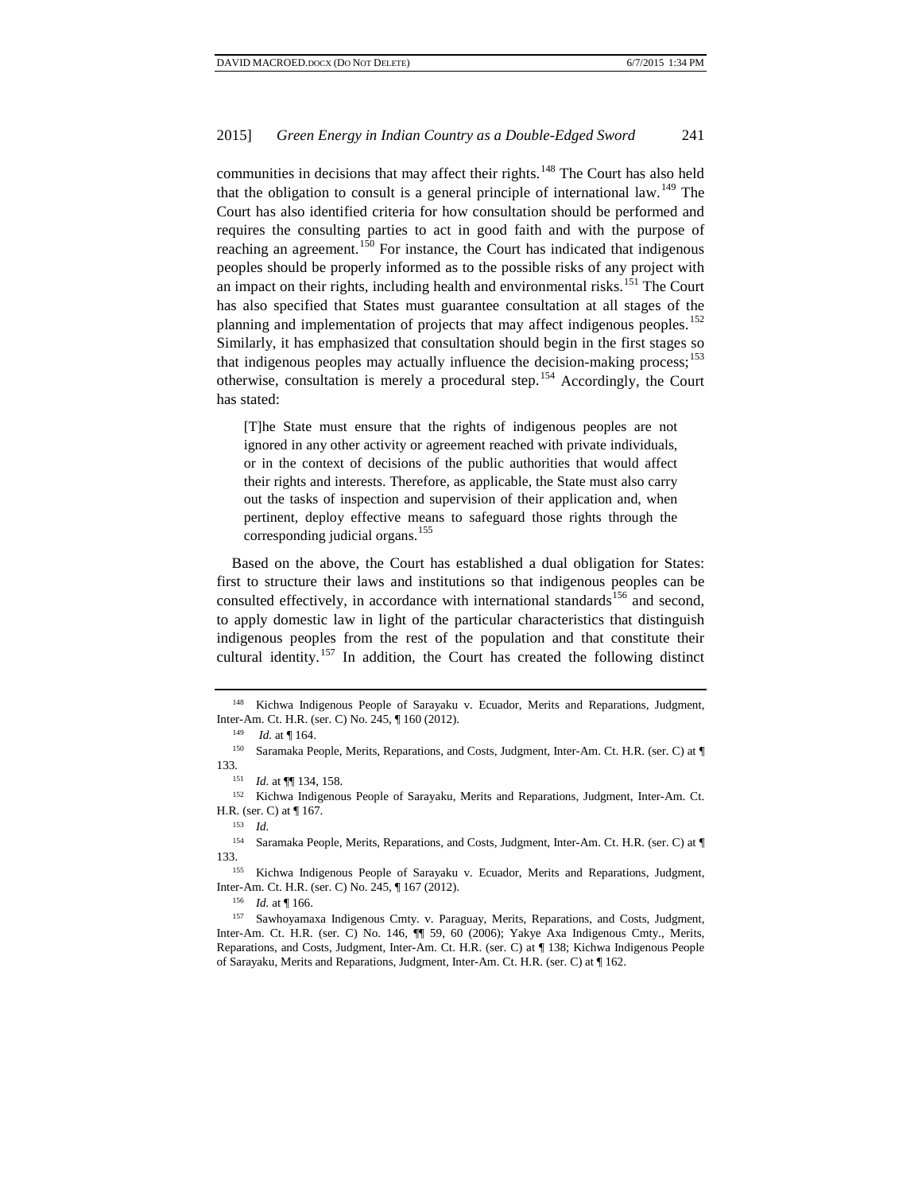communities in decisions that may affect their rights.[148] The Court has also held that the obligation to consult is a general principle of international law.[149] The Court has also identified criteria for how consultation should be performed and requires the consulting parties to act in good faith and with the purpose of reaching an agreement.[150] For instance, the Court has indicated that indigenous peoples should be properly informed as to the possible risks of any project with an impact on their rights, including health and environmental risks.[151] The Court has also specified that States must guarantee consultation at all stages of the planning and implementation of projects that may affect indigenous peoples.[152] Similarly, it has emphasized that consultation should begin in the first stages so that indigenous peoples may actually influence the decision-making process;[153] otherwise, consultation is merely a procedural step.[154] Accordingly, the Court has stated:

> [T]he State must ensure that the rights of indigenous peoples are not ignored in any other activity or agreement reached with private individuals, or in the context of decisions of the public authorities that would affect their rights and interests. Therefore, as applicable, the State must also carry out the tasks of inspection and supervision of their application and, when pertinent, deploy effective means to safeguard those rights through the corresponding judicial organs.[155]

Based on the above, the Court has established a dual obligation for States: first to structure their laws and institutions so that indigenous peoples can be consulted effectively, in accordance with international standards[156] and second, to apply domestic law in light of the particular characteristics that distinguish indigenous peoples from the rest of the population and that constitute their cultural identity.[157] In addition, the Court has created the following distinct

---

[148] Kichwa Indigenous People of Sarayaku v. Ecuador, Merits and Reparations, Judgment, Inter-Am. Ct. H.R. (ser. C) No. 245, ¶ 160 (2012).

[149] *Id.* at ¶ 164.

[150] Saramaka People, Merits, Reparations, and Costs, Judgment, Inter-Am. Ct. H.R. (ser. C) at ¶ 133.

[151] *Id.* at ¶¶ 134, 158.

[152] Kichwa Indigenous People of Sarayaku, Merits and Reparations, Judgment, Inter-Am. Ct. H.R. (ser. C) at ¶ 167.

[153] *Id.*

[154] Saramaka People, Merits, Reparations, and Costs, Judgment, Inter-Am. Ct. H.R. (ser. C) at ¶ 133.

[155] Kichwa Indigenous People of Sarayaku v. Ecuador, Merits and Reparations, Judgment, Inter-Am. Ct. H.R. (ser. C) No. 245, ¶ 167 (2012).

[156] *Id.* at ¶ 166.

[157] Sawhoyamaxa Indigenous Cmty. v. Paraguay, Merits, Reparations, and Costs, Judgment, Inter-Am. Ct. H.R. (ser. C) No. 146, ¶¶ 59, 60 (2006); Yakye Axa Indigenous Cmty., Merits, Reparations, and Costs, Judgment, Inter-Am. Ct. H.R. (ser. C) at ¶ 138; Kichwa Indigenous People of Sarayaku, Merits and Reparations, Judgment, Inter-Am. Ct. H.R. (ser. C) at ¶ 162.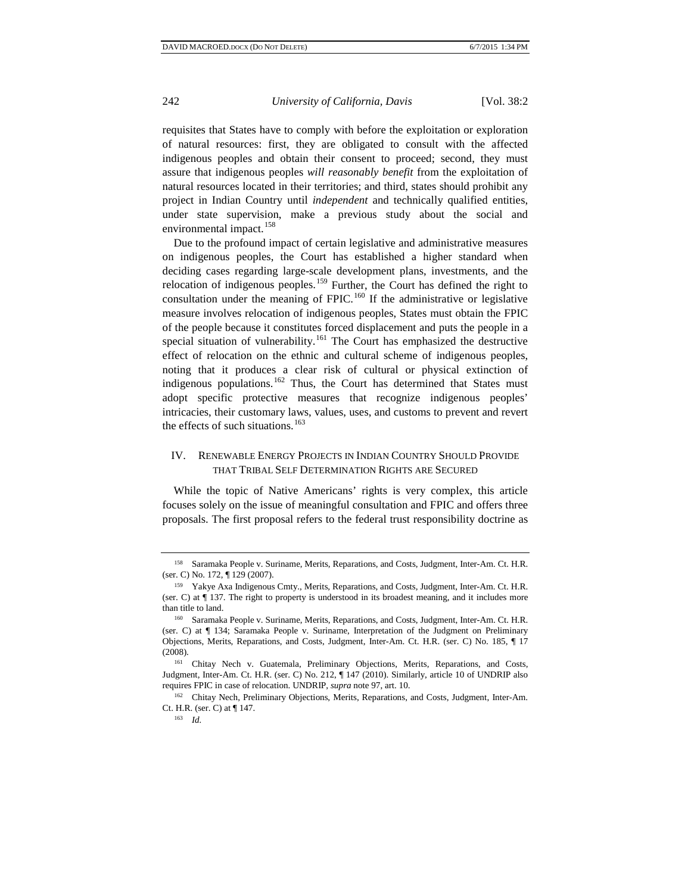requisites that States have to comply with before the exploitation or exploration of natural resources: first, they are obligated to consult with the affected indigenous peoples and obtain their consent to proceed; second, they must assure that indigenous peoples *will reasonably benefit* from the exploitation of natural resources located in their territories; and third, states should prohibit any project in Indian Country until *independent* and technically qualified entities, under state supervision, make a previous study about the social and environmental impact.[158]

Due to the profound impact of certain legislative and administrative measures on indigenous peoples, the Court has established a higher standard when deciding cases regarding large-scale development plans, investments, and the relocation of indigenous peoples.[159] Further, the Court has defined the right to consultation under the meaning of FPIC.[160] If the administrative or legislative measure involves relocation of indigenous peoples, States must obtain the FPIC of the people because it constitutes forced displacement and puts the people in a special situation of vulnerability.[161] The Court has emphasized the destructive effect of relocation on the ethnic and cultural scheme of indigenous peoples, noting that it produces a clear risk of cultural or physical extinction of indigenous populations.[162] Thus, the Court has determined that States must adopt specific protective measures that recognize indigenous peoples' intricacies, their customary laws, values, uses, and customs to prevent and revert the effects of such situations.[163]

## IV. Renewable Energy Projects in Indian Country Should Provide that Tribal Self Determination Rights are Secured

While the topic of Native Americans' rights is very complex, this article focuses solely on the issue of meaningful consultation and FPIC and offers three proposals. The first proposal refers to the federal trust responsibility doctrine as

---

[158] Saramaka People v. Suriname, Merits, Reparations, and Costs, Judgment, Inter-Am. Ct. H.R. (ser. C) No. 172, ¶ 129 (2007).

[159] Yakye Axa Indigenous Cmty., Merits, Reparations, and Costs, Judgment, Inter-Am. Ct. H.R. (ser. C) at ¶ 137. The right to property is understood in its broadest meaning, and it includes more than title to land.

[160] Saramaka People v. Suriname, Merits, Reparations, and Costs, Judgment, Inter-Am. Ct. H.R. (ser. C) at ¶ 134; Saramaka People v. Suriname, Interpretation of the Judgment on Preliminary Objections, Merits, Reparations, and Costs, Judgment, Inter-Am. Ct. H.R. (ser. C) No. 185, ¶ 17 (2008).

[161] Chitay Nech v. Guatemala, Preliminary Objections, Merits, Reparations, and Costs, Judgment, Inter-Am. Ct. H.R. (ser. C) No. 212, ¶ 147 (2010). Similarly, article 10 of UNDRIP also requires FPIC in case of relocation. UNDRIP, *supra* note 97, art. 10.

[162] Chitay Nech, Preliminary Objections, Merits, Reparations, and Costs, Judgment, Inter-Am. Ct. H.R. (ser. C) at ¶ 147.

[163] *Id.*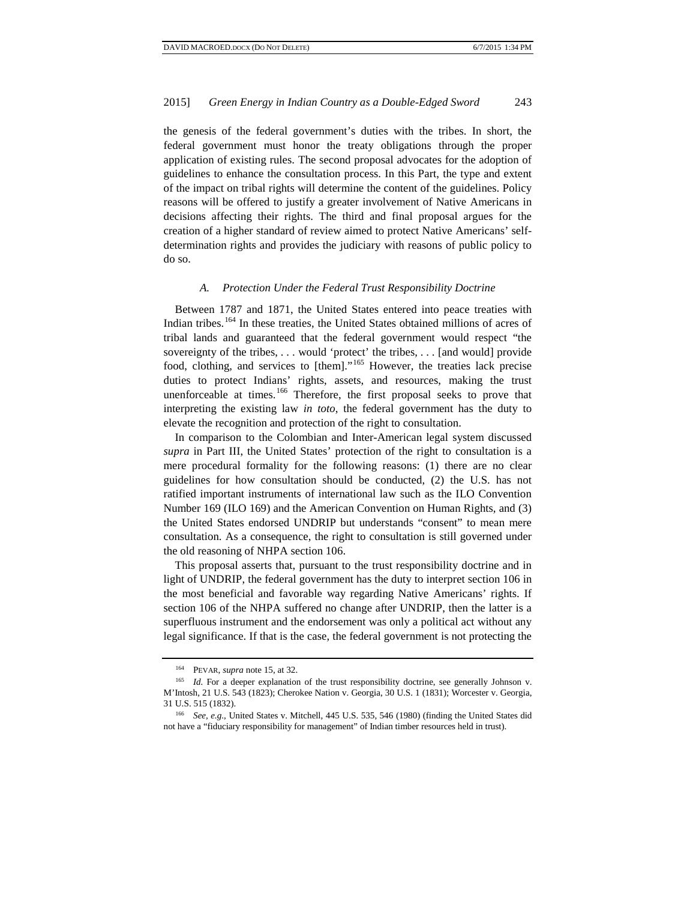the genesis of the federal government's duties with the tribes. In short, the federal government must honor the treaty obligations through the proper application of existing rules. The second proposal advocates for the adoption of guidelines to enhance the consultation process. In this Part, the type and extent of the impact on tribal rights will determine the content of the guidelines. Policy reasons will be offered to justify a greater involvement of Native Americans in decisions affecting their rights. The third and final proposal argues for the creation of a higher standard of review aimed to protect Native Americans' self-determination rights and provides the judiciary with reasons of public policy to do so.

### *A. Protection Under the Federal Trust Responsibility Doctrine*

Between 1787 and 1871, the United States entered into peace treaties with Indian tribes.[164] In these treaties, the United States obtained millions of acres of tribal lands and guaranteed that the federal government would respect "the sovereignty of the tribes, . . . would 'protect' the tribes, . . . [and would] provide food, clothing, and services to [them]."[165] However, the treaties lack precise duties to protect Indians' rights, assets, and resources, making the trust unenforceable at times.[166] Therefore, the first proposal seeks to prove that interpreting the existing law *in toto*, the federal government has the duty to elevate the recognition and protection of the right to consultation.

In comparison to the Colombian and Inter-American legal system discussed *supra* in Part III, the United States' protection of the right to consultation is a mere procedural formality for the following reasons: (1) there are no clear guidelines for how consultation should be conducted, (2) the U.S. has not ratified important instruments of international law such as the ILO Convention Number 169 (ILO 169) and the American Convention on Human Rights, and (3) the United States endorsed UNDRIP but understands "consent" to mean mere consultation. As a consequence, the right to consultation is still governed under the old reasoning of NHPA section 106.

This proposal asserts that, pursuant to the trust responsibility doctrine and in light of UNDRIP, the federal government has the duty to interpret section 106 in the most beneficial and favorable way regarding Native Americans' rights. If section 106 of the NHPA suffered no change after UNDRIP, then the latter is a superfluous instrument and the endorsement was only a political act without any legal significance. If that is the case, the federal government is not protecting the

---

[164] PEVAR, *supra* note 15, at 32.

[165] *Id.* For a deeper explanation of the trust responsibility doctrine, see generally Johnson v. M'Intosh, 21 U.S. 543 (1823); Cherokee Nation v. Georgia, 30 U.S. 1 (1831); Worcester v. Georgia, 31 U.S. 515 (1832).

[166] *See, e.g.*, United States v. Mitchell, 445 U.S. 535, 546 (1980) (finding the United States did not have a "fiduciary responsibility for management" of Indian timber resources held in trust).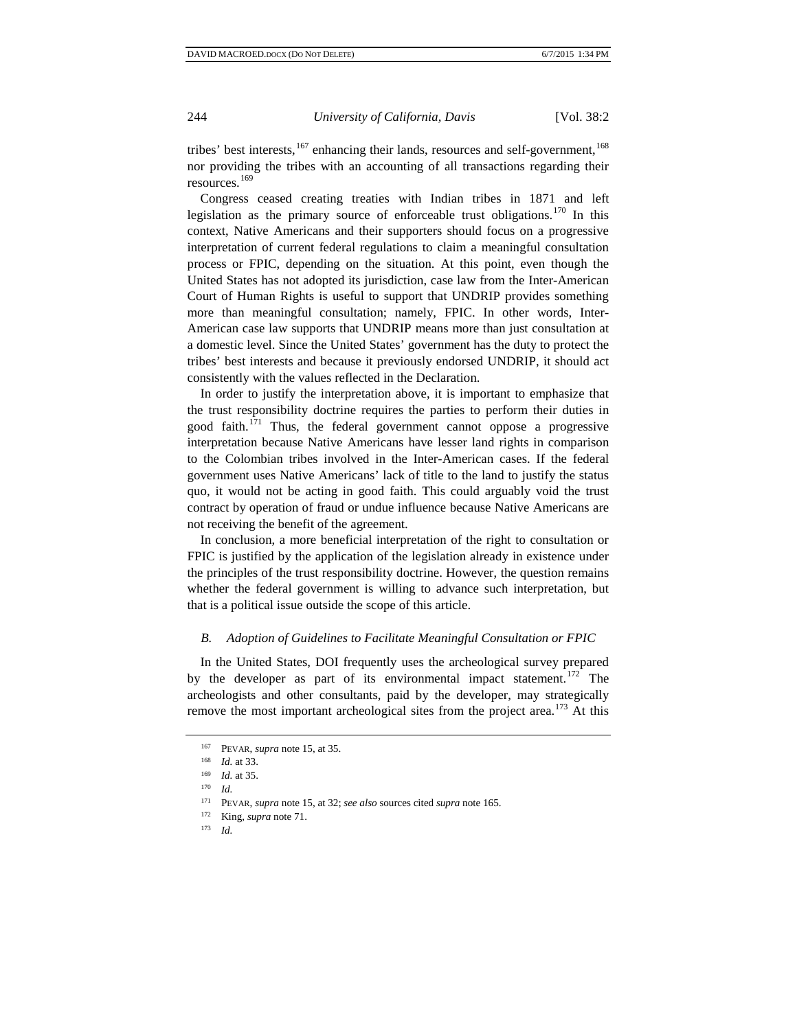tribes' best interests,[167] enhancing their lands, resources and self-government,[168] nor providing the tribes with an accounting of all transactions regarding their resources.[169]

Congress ceased creating treaties with Indian tribes in 1871 and left legislation as the primary source of enforceable trust obligations.[170] In this context, Native Americans and their supporters should focus on a progressive interpretation of current federal regulations to claim a meaningful consultation process or FPIC, depending on the situation. At this point, even though the United States has not adopted its jurisdiction, case law from the Inter-American Court of Human Rights is useful to support that UNDRIP provides something more than meaningful consultation; namely, FPIC. In other words, Inter-American case law supports that UNDRIP means more than just consultation at a domestic level. Since the United States' government has the duty to protect the tribes' best interests and because it previously endorsed UNDRIP, it should act consistently with the values reflected in the Declaration.

In order to justify the interpretation above, it is important to emphasize that the trust responsibility doctrine requires the parties to perform their duties in good faith.[171] Thus, the federal government cannot oppose a progressive interpretation because Native Americans have lesser land rights in comparison to the Colombian tribes involved in the Inter-American cases. If the federal government uses Native Americans' lack of title to the land to justify the status quo, it would not be acting in good faith. This could arguably void the trust contract by operation of fraud or undue influence because Native Americans are not receiving the benefit of the agreement.

In conclusion, a more beneficial interpretation of the right to consultation or FPIC is justified by the application of the legislation already in existence under the principles of the trust responsibility doctrine. However, the question remains whether the federal government is willing to advance such interpretation, but that is a political issue outside the scope of this article.

### *B. Adoption of Guidelines to Facilitate Meaningful Consultation or FPIC*

In the United States, DOI frequently uses the archeological survey prepared by the developer as part of its environmental impact statement.[172] The archeologists and other consultants, paid by the developer, may strategically remove the most important archeological sites from the project area.[173] At this

---

[167] PEVAR, *supra* note 15, at 35.

[168] *Id.* at 33.

[169] *Id.* at 35.

[170] *Id.*

[171] PEVAR, *supra* note 15, at 32; *see also* sources cited *supra* note 165.

[172] King, *supra* note 71.

[173] *Id.*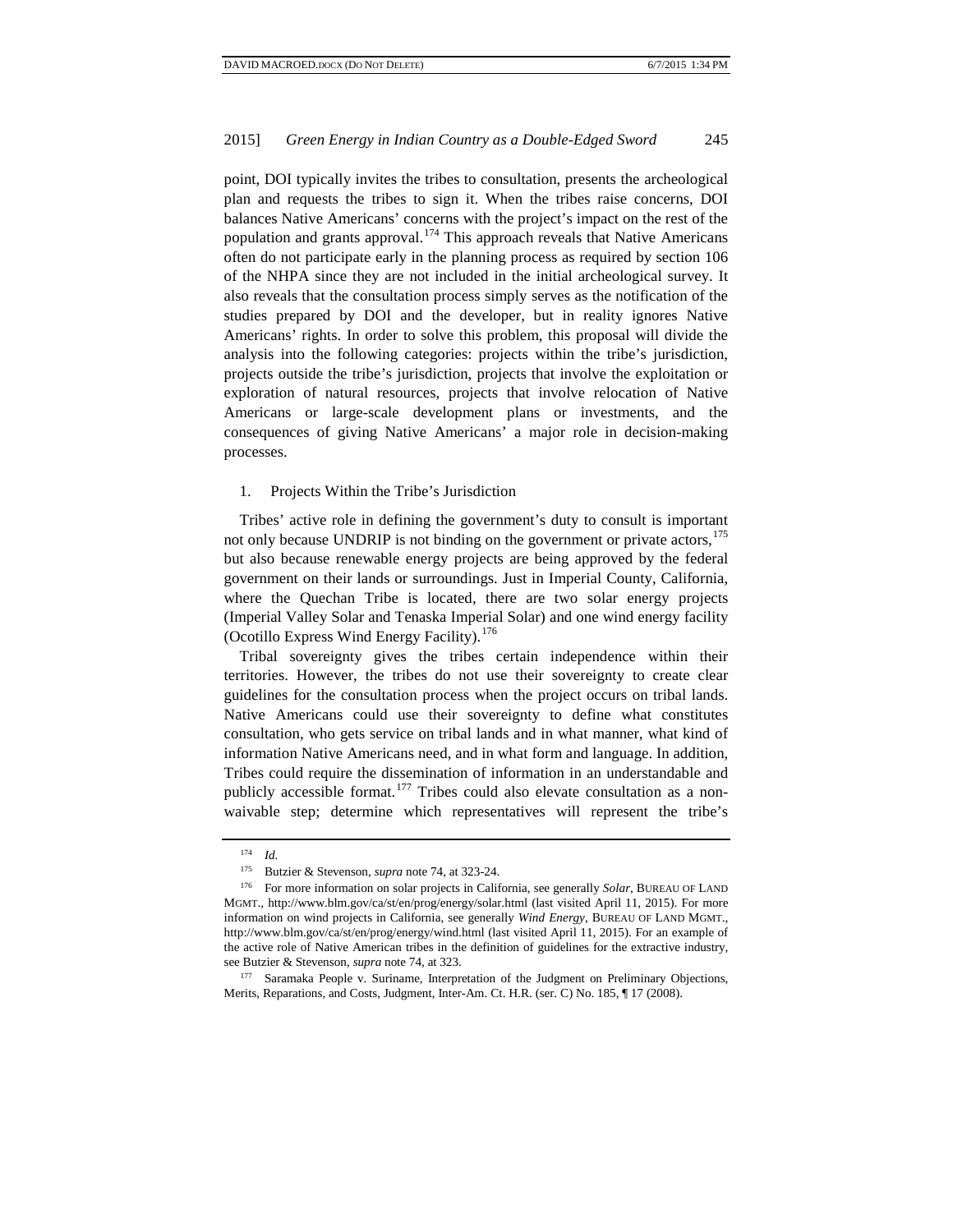point, DOI typically invites the tribes to consultation, presents the archeological plan and requests the tribes to sign it. When the tribes raise concerns, DOI balances Native Americans' concerns with the project's impact on the rest of the population and grants approval.[174] This approach reveals that Native Americans often do not participate early in the planning process as required by section 106 of the NHPA since they are not included in the initial archeological survey. It also reveals that the consultation process simply serves as the notification of the studies prepared by DOI and the developer, but in reality ignores Native Americans' rights. In order to solve this problem, this proposal will divide the analysis into the following categories: projects within the tribe's jurisdiction, projects outside the tribe's jurisdiction, projects that involve the exploitation or exploration of natural resources, projects that involve relocation of Native Americans or large-scale development plans or investments, and the consequences of giving Native Americans' a major role in decision-making processes.

1. Projects Within the Tribe's Jurisdiction

Tribes' active role in defining the government's duty to consult is important not only because UNDRIP is not binding on the government or private actors,[175] but also because renewable energy projects are being approved by the federal government on their lands or surroundings. Just in Imperial County, California, where the Quechan Tribe is located, there are two solar energy projects (Imperial Valley Solar and Tenaska Imperial Solar) and one wind energy facility (Ocotillo Express Wind Energy Facility).[176]

Tribal sovereignty gives the tribes certain independence within their territories. However, the tribes do not use their sovereignty to create clear guidelines for the consultation process when the project occurs on tribal lands. Native Americans could use their sovereignty to define what constitutes consultation, who gets service on tribal lands and in what manner, what kind of information Native Americans need, and in what form and language. In addition, Tribes could require the dissemination of information in an understandable and publicly accessible format.[177] Tribes could also elevate consultation as a non-waivable step; determine which representatives will represent the tribe's

---

[174] *Id.*

[175] Butzier & Stevenson, *supra* note 74, at 323-24.

[176] For more information on solar projects in California, see generally *Solar*, BUREAU OF LAND MGMT., http://www.blm.gov/ca/st/en/prog/energy/solar.html (last visited April 11, 2015). For more information on wind projects in California, see generally *Wind Energy*, BUREAU OF LAND MGMT., http://www.blm.gov/ca/st/en/prog/energy/wind.html (last visited April 11, 2015). For an example of the active role of Native American tribes in the definition of guidelines for the extractive industry, see Butzier & Stevenson, *supra* note 74, at 323.

[177] Saramaka People v. Suriname, Interpretation of the Judgment on Preliminary Objections, Merits, Reparations, and Costs, Judgment, Inter-Am. Ct. H.R. (ser. C) No. 185, ¶ 17 (2008).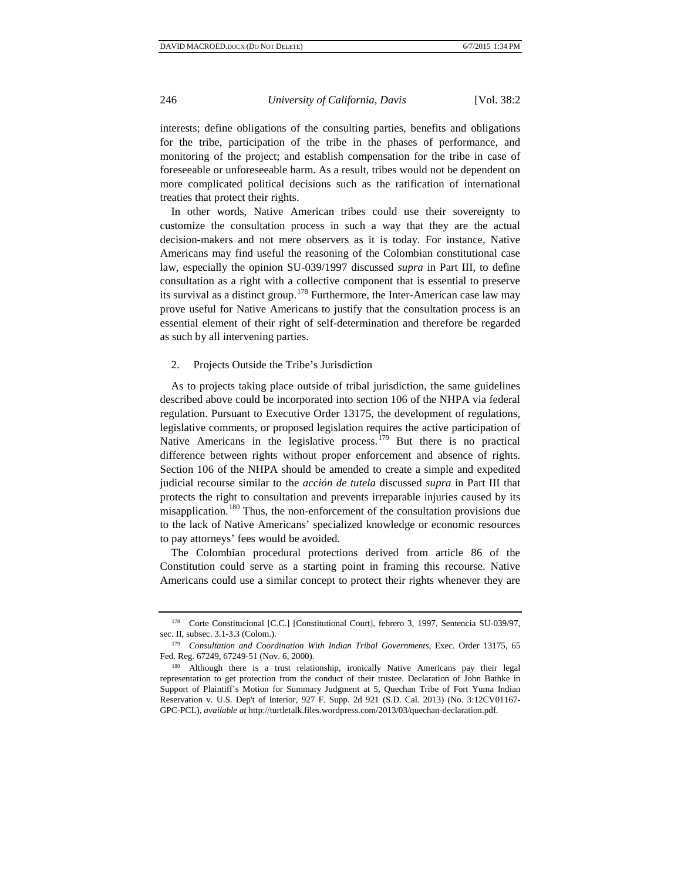interests; define obligations of the consulting parties, benefits and obligations for the tribe, participation of the tribe in the phases of performance, and monitoring of the project; and establish compensation for the tribe in case of foreseeable or unforeseeable harm. As a result, tribes would not be dependent on more complicated political decisions such as the ratification of international treaties that protect their rights.

In other words, Native American tribes could use their sovereignty to customize the consultation process in such a way that they are the actual decision-makers and not mere observers as it is today. For instance, Native Americans may find useful the reasoning of the Colombian constitutional case law, especially the opinion SU-039/1997 discussed *supra* in Part III, to define consultation as a right with a collective component that is essential to preserve its survival as a distinct group.[178] Furthermore, the Inter-American case law may prove useful for Native Americans to justify that the consultation process is an essential element of their right of self-determination and therefore be regarded as such by all intervening parties.

2. Projects Outside the Tribe's Jurisdiction

As to projects taking place outside of tribal jurisdiction, the same guidelines described above could be incorporated into section 106 of the NHPA via federal regulation. Pursuant to Executive Order 13175, the development of regulations, legislative comments, or proposed legislation requires the active participation of Native Americans in the legislative process.[179] But there is no practical difference between rights without proper enforcement and absence of rights. Section 106 of the NHPA should be amended to create a simple and expedited judicial recourse similar to the *acción de tutela* discussed *supra* in Part III that protects the right to consultation and prevents irreparable injuries caused by its misapplication.[180] Thus, the non-enforcement of the consultation provisions due to the lack of Native Americans' specialized knowledge or economic resources to pay attorneys' fees would be avoided.

The Colombian procedural protections derived from article 86 of the Constitution could serve as a starting point in framing this recourse. Native Americans could use a similar concept to protect their rights whenever they are

---

[178] Corte Constitucional [C.C.] [Constitutional Court], febrero 3, 1997, Sentencia SU-039/97, sec. II, subsec. 3.1-3.3 (Colom.).

[179] *Consultation and Coordination With Indian Tribal Governments*, Exec. Order 13175, 65 Fed. Reg. 67249, 67249-51 (Nov. 6, 2000).

[180] Although there is a trust relationship, ironically Native Americans pay their legal representation to get protection from the conduct of their trustee. Declaration of John Bathke in Support of Plaintiff's Motion for Summary Judgment at 5, Quechan Tribe of Fort Yuma Indian Reservation v. U.S. Dep't of Interior, 927 F. Supp. 2d 921 (S.D. Cal. 2013) (No. 3:12CV01167-GPC-PCL), *available at* http://turtletalk.files.wordpress.com/2013/03/quechan-declaration.pdf.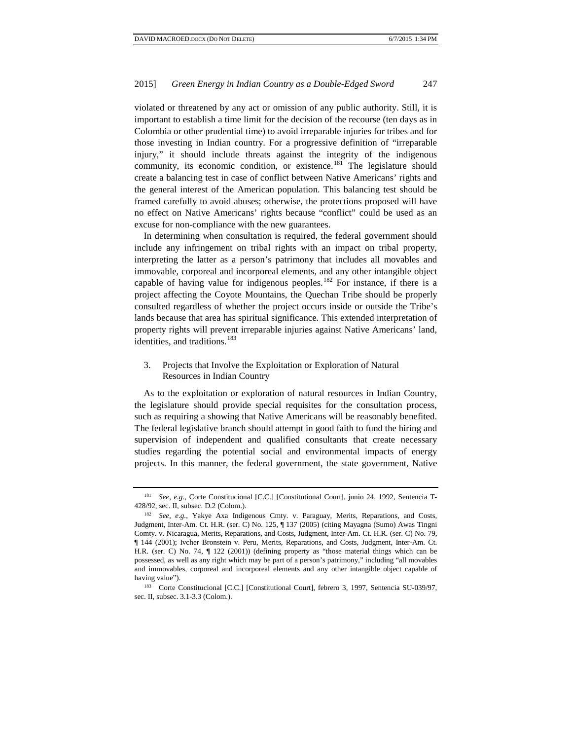violated or threatened by any act or omission of any public authority. Still, it is important to establish a time limit for the decision of the recourse (ten days as in Colombia or other prudential time) to avoid irreparable injuries for tribes and for those investing in Indian country. For a progressive definition of "irreparable injury," it should include threats against the integrity of the indigenous community, its economic condition, or existence.[181] The legislature should create a balancing test in case of conflict between Native Americans' rights and the general interest of the American population. This balancing test should be framed carefully to avoid abuses; otherwise, the protections proposed will have no effect on Native Americans' rights because "conflict" could be used as an excuse for non-compliance with the new guarantees.

In determining when consultation is required, the federal government should include any infringement on tribal rights with an impact on tribal property, interpreting the latter as a person's patrimony that includes all movables and immovable, corporeal and incorporeal elements, and any other intangible object capable of having value for indigenous peoples.[182] For instance, if there is a project affecting the Coyote Mountains, the Quechan Tribe should be properly consulted regardless of whether the project occurs inside or outside the Tribe's lands because that area has spiritual significance. This extended interpretation of property rights will prevent irreparable injuries against Native Americans' land, identities, and traditions.[183]

### 3. Projects that Involve the Exploitation or Exploration of Natural Resources in Indian Country

As to the exploitation or exploration of natural resources in Indian Country, the legislature should provide special requisites for the consultation process, such as requiring a showing that Native Americans will be reasonably benefited. The federal legislative branch should attempt in good faith to fund the hiring and supervision of independent and qualified consultants that create necessary studies regarding the potential social and environmental impacts of energy projects. In this manner, the federal government, the state government, Native

---

[181] *See, e.g.*, Corte Constitucional [C.C.] [Constitutional Court], junio 24, 1992, Sentencia T-428/92, sec. II, subsec. D.2 (Colom.).

[182] *See, e.g.*, Yakye Axa Indigenous Cmty. v. Paraguay, Merits, Reparations, and Costs, Judgment, Inter-Am. Ct. H.R. (ser. C) No. 125, ¶ 137 (2005) (citing Mayagna (Sumo) Awas Tingni Comty. v. Nicaragua, Merits, Reparations, and Costs, Judgment, Inter-Am. Ct. H.R. (ser. C) No. 79, ¶ 144 (2001); Ivcher Bronstein v. Peru, Merits, Reparations, and Costs, Judgment, Inter-Am. Ct. H.R. (ser. C) No. 74, ¶ 122 (2001)) (defining property as "those material things which can be possessed, as well as any right which may be part of a person's patrimony," including "all movables and immovables, corporeal and incorporeal elements and any other intangible object capable of having value").

[183] Corte Constitucional [C.C.] [Constitutional Court], febrero 3, 1997, Sentencia SU-039/97, sec. II, subsec. 3.1-3.3 (Colom.).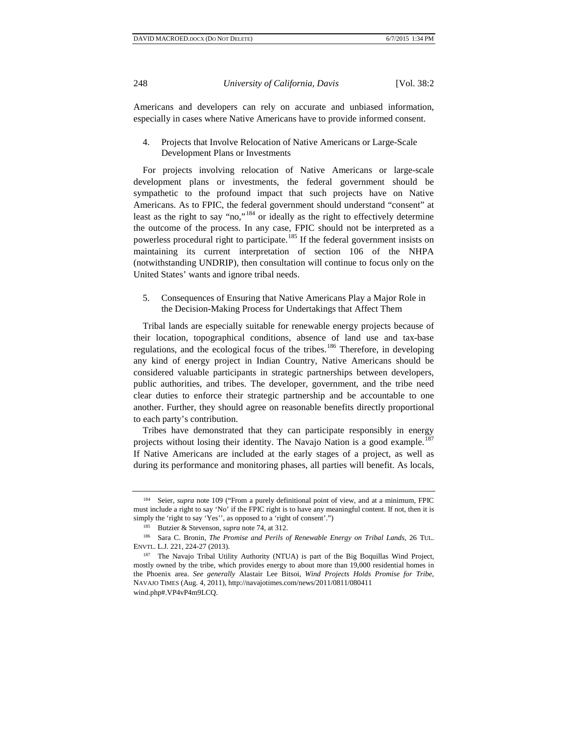Americans and developers can rely on accurate and unbiased information, especially in cases where Native Americans have to provide informed consent.

4. Projects that Involve Relocation of Native Americans or Large-Scale Development Plans or Investments

For projects involving relocation of Native Americans or large-scale development plans or investments, the federal government should be sympathetic to the profound impact that such projects have on Native Americans. As to FPIC, the federal government should understand "consent" at least as the right to say "no,"[184] or ideally as the right to effectively determine the outcome of the process. In any case, FPIC should not be interpreted as a powerless procedural right to participate.[185] If the federal government insists on maintaining its current interpretation of section 106 of the NHPA (notwithstanding UNDRIP), then consultation will continue to focus only on the United States' wants and ignore tribal needs.

5. Consequences of Ensuring that Native Americans Play a Major Role in the Decision-Making Process for Undertakings that Affect Them

Tribal lands are especially suitable for renewable energy projects because of their location, topographical conditions, absence of land use and tax-base regulations, and the ecological focus of the tribes.[186] Therefore, in developing any kind of energy project in Indian Country, Native Americans should be considered valuable participants in strategic partnerships between developers, public authorities, and tribes. The developer, government, and the tribe need clear duties to enforce their strategic partnership and be accountable to one another. Further, they should agree on reasonable benefits directly proportional to each party's contribution.

Tribes have demonstrated that they can participate responsibly in energy projects without losing their identity. The Navajo Nation is a good example.[187] If Native Americans are included at the early stages of a project, as well as during its performance and monitoring phases, all parties will benefit. As locals,

---

[184] Seier, *supra* note 109 ("From a purely definitional point of view, and at a minimum, FPIC must include a right to say 'No' if the FPIC right is to have any meaningful content. If not, then it is simply the 'right to say 'Yes'', as opposed to a 'right of consent'.")

[185] Butzier & Stevenson, *supra* note 74, at 312.

[186] Sara C. Bronin, *The Promise and Perils of Renewable Energy on Tribal Lands*, 26 TUL. ENVTL. L.J. 221, 224-27 (2013).

[187] The Navajo Tribal Utility Authority (NTUA) is part of the Big Boquillas Wind Project, mostly owned by the tribe, which provides energy to about more than 19,000 residential homes in the Phoenix area. *See generally* Alastair Lee Bitsoi, *Wind Projects Holds Promise for Tribe*, NAVAJO TIMES (Aug. 4, 2011), http://navajotimes.com/news/2011/0811/080411 wind.php#.VP4vP4m9LCQ.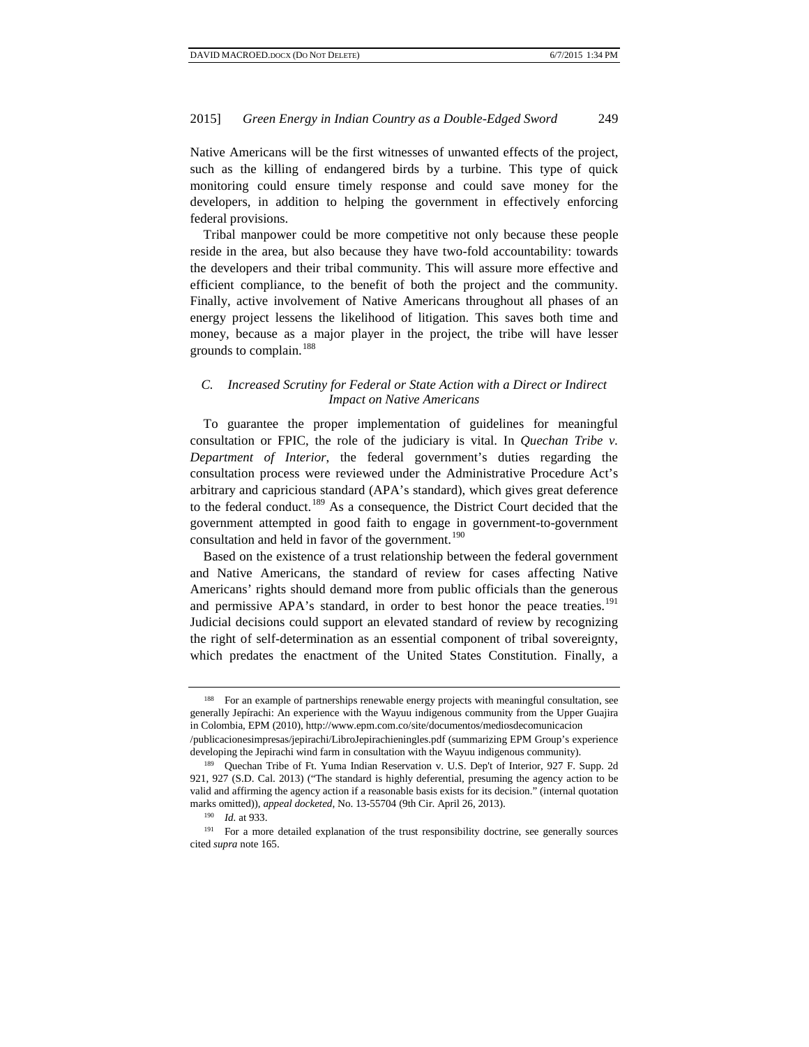Native Americans will be the first witnesses of unwanted effects of the project, such as the killing of endangered birds by a turbine. This type of quick monitoring could ensure timely response and could save money for the developers, in addition to helping the government in effectively enforcing federal provisions.

Tribal manpower could be more competitive not only because these people reside in the area, but also because they have two-fold accountability: towards the developers and their tribal community. This will assure more effective and efficient compliance, to the benefit of both the project and the community. Finally, active involvement of Native Americans throughout all phases of an energy project lessens the likelihood of litigation. This saves both time and money, because as a major player in the project, the tribe will have lesser grounds to complain.[188]

### *C. Increased Scrutiny for Federal or State Action with a Direct or Indirect Impact on Native Americans*

To guarantee the proper implementation of guidelines for meaningful consultation or FPIC, the role of the judiciary is vital. In *Quechan Tribe v. Department of Interior*, the federal government's duties regarding the consultation process were reviewed under the Administrative Procedure Act's arbitrary and capricious standard (APA's standard), which gives great deference to the federal conduct.[189] As a consequence, the District Court decided that the government attempted in good faith to engage in government-to-government consultation and held in favor of the government.[190]

Based on the existence of a trust relationship between the federal government and Native Americans, the standard of review for cases affecting Native Americans' rights should demand more from public officials than the generous and permissive APA's standard, in order to best honor the peace treaties.[191] Judicial decisions could support an elevated standard of review by recognizing the right of self-determination as an essential component of tribal sovereignty, which predates the enactment of the United States Constitution. Finally, a

---

[188] For an example of partnerships renewable energy projects with meaningful consultation, see generally Jepírachi: An experience with the Wayuu indigenous community from the Upper Guajira in Colombia, EPM (2010), http://www.epm.com.co/site/documentos/mediosdecomunicacion /publicacionesimpresas/jepirachi/LibroJepirachieningles.pdf (summarizing EPM Group's experience developing the Jepirachi wind farm in consultation with the Wayuu indigenous community).

[189] Quechan Tribe of Ft. Yuma Indian Reservation v. U.S. Dep't of Interior, 927 F. Supp. 2d 921, 927 (S.D. Cal. 2013) ("The standard is highly deferential, presuming the agency action to be valid and affirming the agency action if a reasonable basis exists for its decision." (internal quotation marks omitted)), *appeal docketed*, No. 13-55704 (9th Cir. April 26, 2013).

[190] *Id.* at 933.

[191] For a more detailed explanation of the trust responsibility doctrine, see generally sources cited *supra* note 165.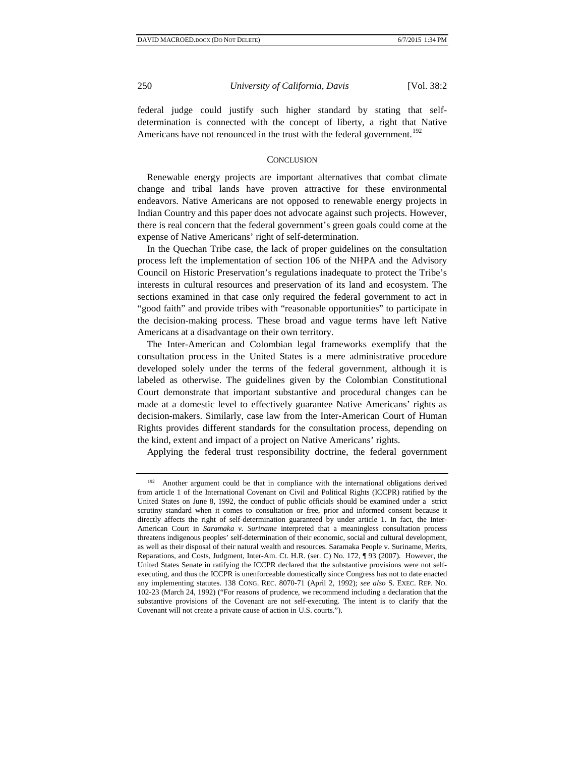federal judge could justify such higher standard by stating that self-determination is connected with the concept of liberty, a right that Native Americans have not renounced in the trust with the federal government.[192]

## CONCLUSION

Renewable energy projects are important alternatives that combat climate change and tribal lands have proven attractive for these environmental endeavors. Native Americans are not opposed to renewable energy projects in Indian Country and this paper does not advocate against such projects. However, there is real concern that the federal government's green goals could come at the expense of Native Americans' right of self-determination.

In the Quechan Tribe case, the lack of proper guidelines on the consultation process left the implementation of section 106 of the NHPA and the Advisory Council on Historic Preservation's regulations inadequate to protect the Tribe's interests in cultural resources and preservation of its land and ecosystem. The sections examined in that case only required the federal government to act in "good faith" and provide tribes with "reasonable opportunities" to participate in the decision-making process. These broad and vague terms have left Native Americans at a disadvantage on their own territory.

The Inter-American and Colombian legal frameworks exemplify that the consultation process in the United States is a mere administrative procedure developed solely under the terms of the federal government, although it is labeled as otherwise. The guidelines given by the Colombian Constitutional Court demonstrate that important substantive and procedural changes can be made at a domestic level to effectively guarantee Native Americans' rights as decision-makers. Similarly, case law from the Inter-American Court of Human Rights provides different standards for the consultation process, depending on the kind, extent and impact of a project on Native Americans' rights.

Applying the federal trust responsibility doctrine, the federal government

---

[192] Another argument could be that in compliance with the international obligations derived from article 1 of the International Covenant on Civil and Political Rights (ICCPR) ratified by the United States on June 8, 1992, the conduct of public officials should be examined under a strict scrutiny standard when it comes to consultation or free, prior and informed consent because it directly affects the right of self-determination guaranteed by under article 1. In fact, the Inter-American Court in *Saramaka v. Suriname* interpreted that a meaningless consultation process threatens indigenous peoples' self-determination of their economic, social and cultural development, as well as their disposal of their natural wealth and resources. Saramaka People v. Suriname, Merits, Reparations, and Costs, Judgment, Inter-Am. Ct. H.R. (ser. C) No. 172, ¶ 93 (2007). However, the United States Senate in ratifying the ICCPR declared that the substantive provisions were not self-executing, and thus the ICCPR is unenforceable domestically since Congress has not to date enacted any implementing statutes. 138 CONG. REC. 8070-71 (April 2, 1992); *see also* S. EXEC. REP. NO. 102-23 (March 24, 1992) ("For reasons of prudence, we recommend including a declaration that the substantive provisions of the Covenant are not self-executing. The intent is to clarify that the Covenant will not create a private cause of action in U.S. courts.").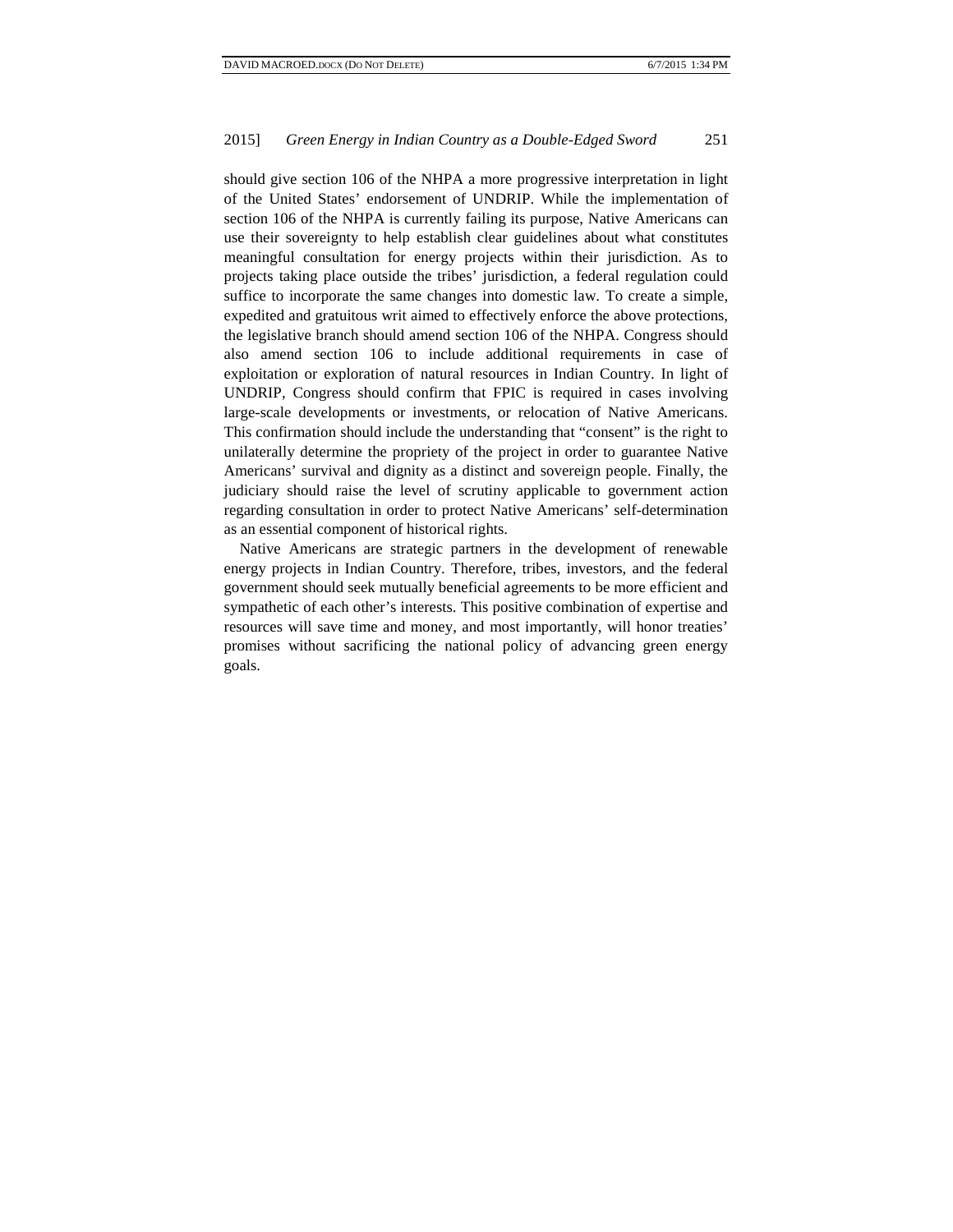should give section 106 of the NHPA a more progressive interpretation in light of the United States' endorsement of UNDRIP. While the implementation of section 106 of the NHPA is currently failing its purpose, Native Americans can use their sovereignty to help establish clear guidelines about what constitutes meaningful consultation for energy projects within their jurisdiction. As to projects taking place outside the tribes' jurisdiction, a federal regulation could suffice to incorporate the same changes into domestic law. To create a simple, expedited and gratuitous writ aimed to effectively enforce the above protections, the legislative branch should amend section 106 of the NHPA. Congress should also amend section 106 to include additional requirements in case of exploitation or exploration of natural resources in Indian Country. In light of UNDRIP, Congress should confirm that FPIC is required in cases involving large-scale developments or investments, or relocation of Native Americans. This confirmation should include the understanding that "consent" is the right to unilaterally determine the propriety of the project in order to guarantee Native Americans' survival and dignity as a distinct and sovereign people. Finally, the judiciary should raise the level of scrutiny applicable to government action regarding consultation in order to protect Native Americans' self-determination as an essential component of historical rights.

Native Americans are strategic partners in the development of renewable energy projects in Indian Country. Therefore, tribes, investors, and the federal government should seek mutually beneficial agreements to be more efficient and sympathetic of each other's interests. This positive combination of expertise and resources will save time and money, and most importantly, will honor treaties' promises without sacrificing the national policy of advancing green energy goals.